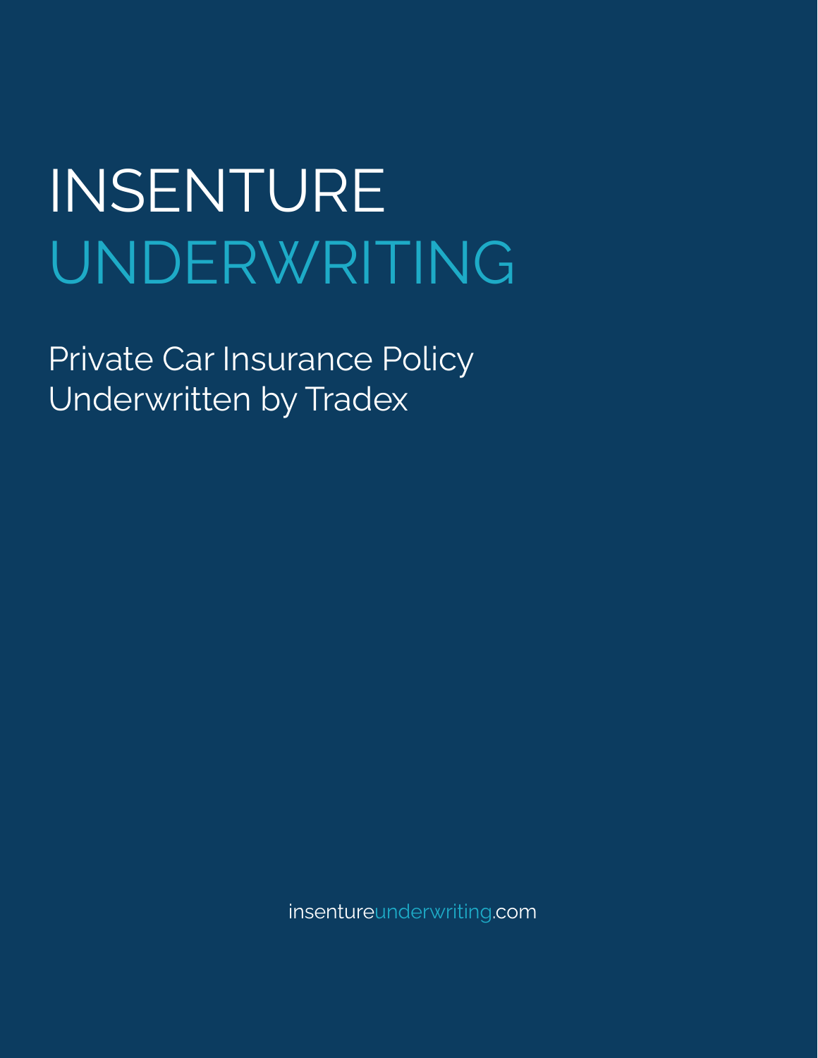# INSENTURE UNDERWRITING

## Private Car Insurance Policy Underwritten by Tradex

insentureunderwriting.com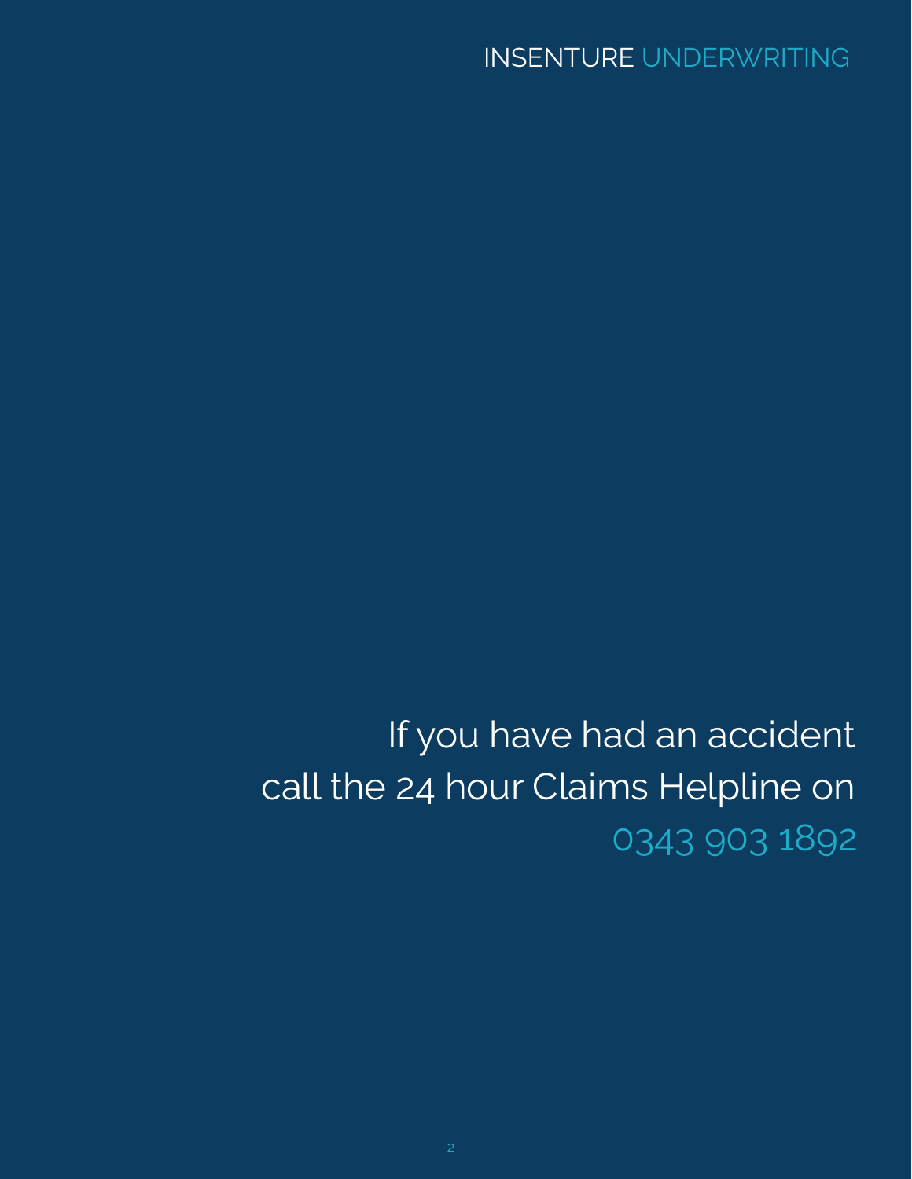If you have had an accident
call the 24 hour Claims Helpline on
0343 903 1892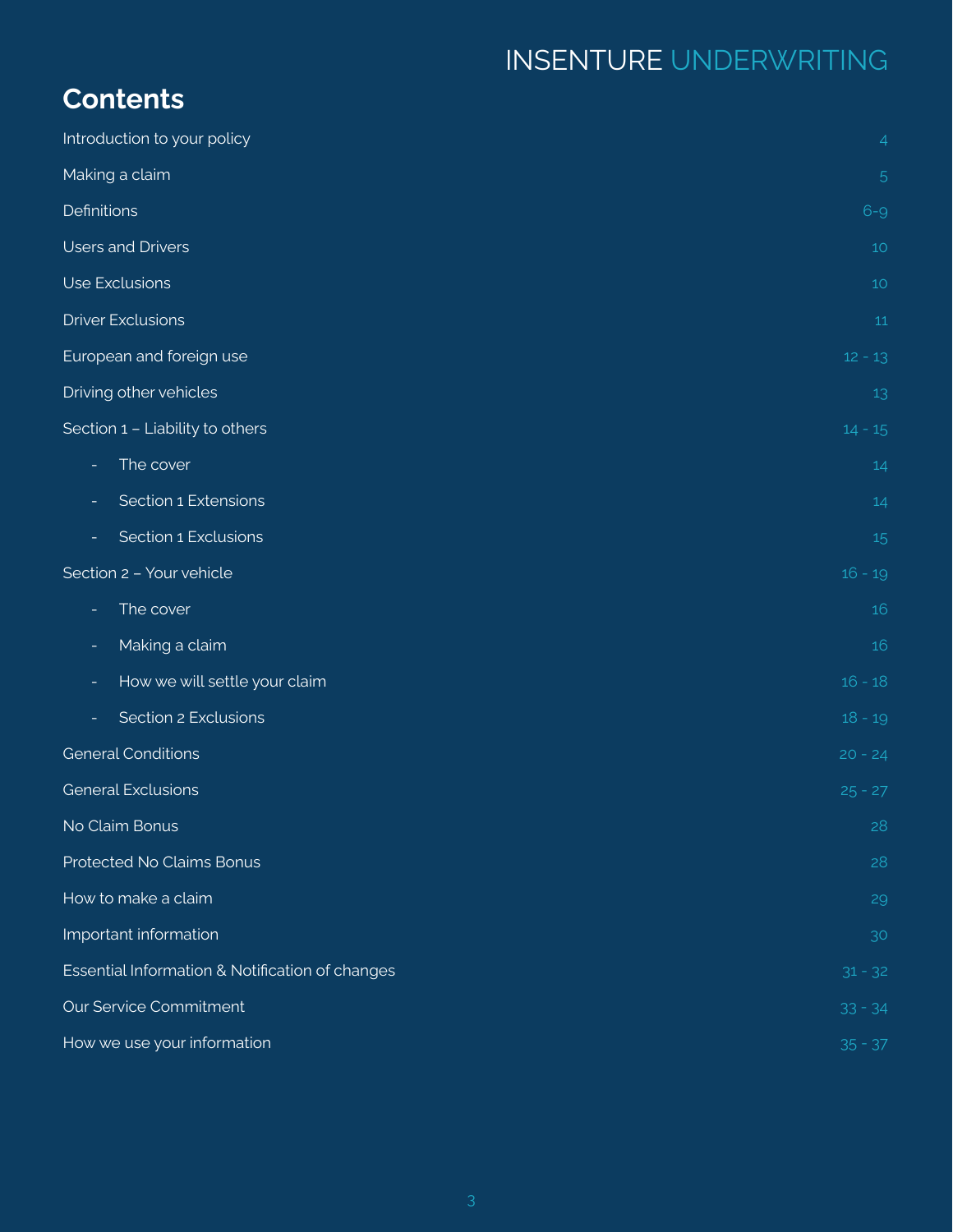INSENTURE UNDERWRITING

## Contents

| | |
|---|---|
| Introduction to your policy | 4 |
| Making a claim | 5 |
| Definitions | 6-9 |
| Users and Drivers | 10 |
| Use Exclusions | 10 |
| Driver Exclusions | 11 |
| European and foreign use | 12 - 13 |
| Driving other vehicles | 13 |
| Section 1 – Liability to others | 14 - 15 |
| - The cover | 14 |
| - Section 1 Extensions | 14 |
| - Section 1 Exclusions | 15 |
| Section 2 – Your vehicle | 16 - 19 |
| - The cover | 16 |
| - Making a claim | 16 |
| - How we will settle your claim | 16 - 18 |
| - Section 2 Exclusions | 18 - 19 |
| General Conditions | 20 - 24 |
| General Exclusions | 25 - 27 |
| No Claim Bonus | 28 |
| Protected No Claims Bonus | 28 |
| How to make a claim | 29 |
| Important information | 30 |
| Essential Information & Notification of changes | 31 - 32 |
| Our Service Commitment | 33 - 34 |
| How we use your information | 35 - 37 |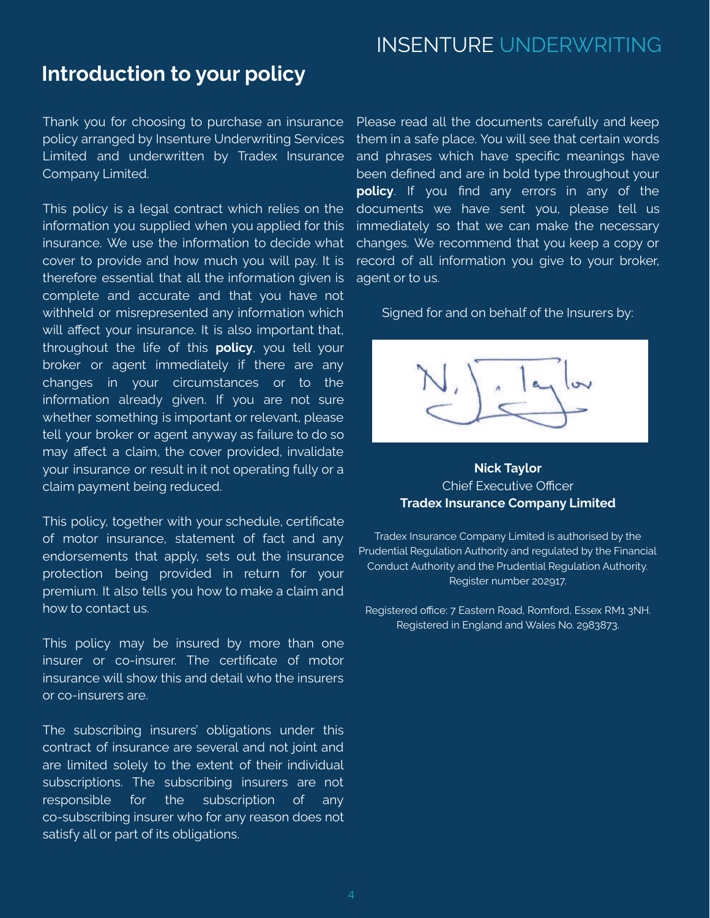## Introduction to your policy

Thank you for choosing to purchase an insurance policy arranged by Insenture Underwriting Services Limited and underwritten by Tradex Insurance Company Limited.

This policy is a legal contract which relies on the information you supplied when you applied for this insurance. We use the information to decide what cover to provide and how much you will pay. It is therefore essential that all the information given is complete and accurate and that you have not withheld or misrepresented any information which will affect your insurance. It is also important that, throughout the life of this **policy**, you tell your broker or agent immediately if there are any changes in your circumstances or to the information already given. If you are not sure whether something is important or relevant, please tell your broker or agent anyway as failure to do so may affect a claim, the cover provided, invalidate your insurance or result in it not operating fully or a claim payment being reduced.

This policy, together with your schedule, certificate of motor insurance, statement of fact and any endorsements that apply, sets out the insurance protection being provided in return for your premium. It also tells you how to make a claim and how to contact us.

This policy may be insured by more than one insurer or co-insurer. The certificate of motor insurance will show this and detail who the insurers or co-insurers are.

The subscribing insurers' obligations under this contract of insurance are several and not joint and are limited solely to the extent of their individual subscriptions. The subscribing insurers are not responsible for the subscription of any co-subscribing insurer who for any reason does not satisfy all or part of its obligations.

Please read all the documents carefully and keep them in a safe place. You will see that certain words and phrases which have specific meanings have been defined and are in bold type throughout your **policy**. If you find any errors in any of the documents we have sent you, please tell us immediately so that we can make the necessary changes. We recommend that you keep a copy or record of all information you give to your broker, agent or to us.

Signed for and on behalf of the Insurers by:

**Nick Taylor**
Chief Executive Officer
**Tradex Insurance Company Limited**

Tradex Insurance Company Limited is authorised by the Prudential Regulation Authority and regulated by the Financial Conduct Authority and the Prudential Regulation Authority. Register number 202917.

Registered office: 7 Eastern Road, Romford, Essex RM1 3NH. Registered in England and Wales No. 2983873.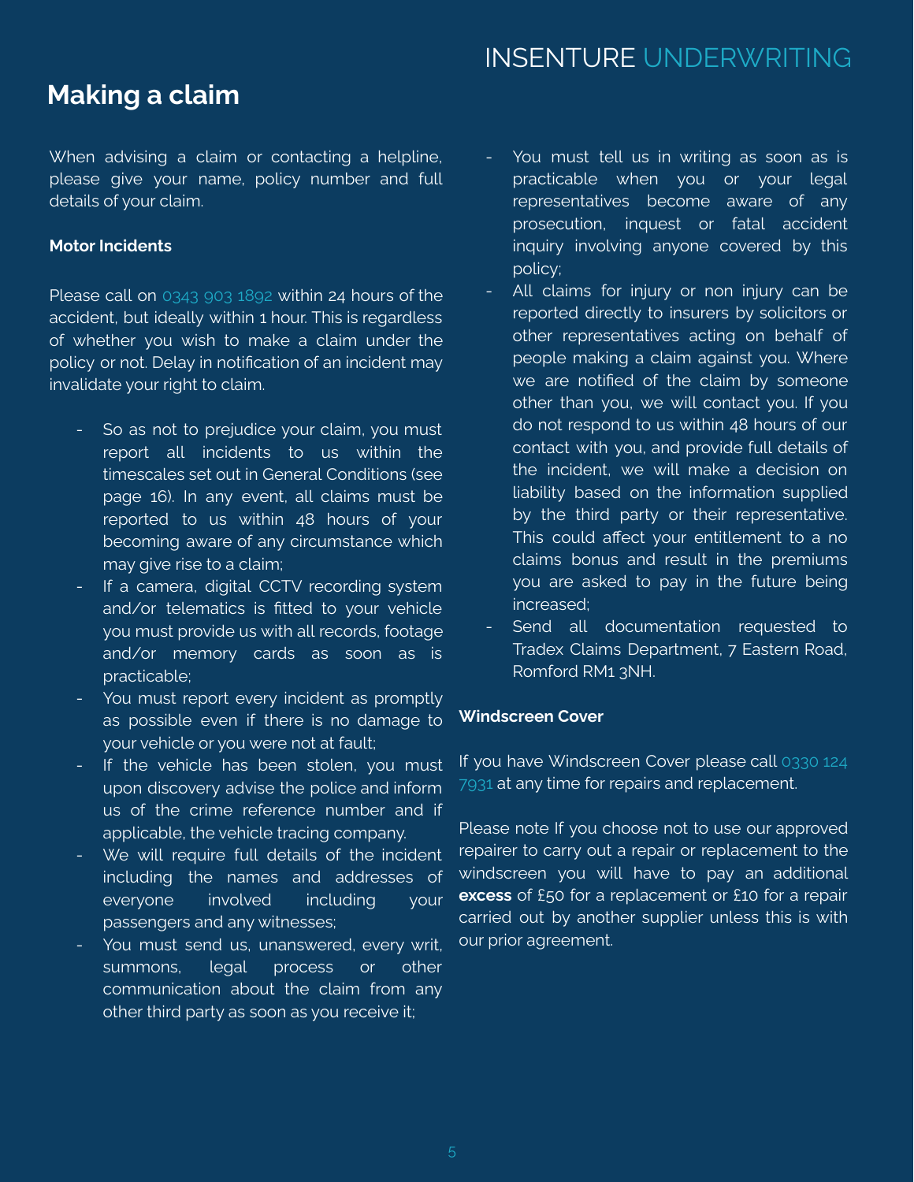## Making a claim

When advising a claim or contacting a helpline, please give your name, policy number and full details of your claim.

### Motor Incidents

Please call on 0343 903 1892 within 24 hours of the accident, but ideally within 1 hour. This is regardless of whether you wish to make a claim under the policy or not. Delay in notification of an incident may invalidate your right to claim.

- So as not to prejudice your claim, you must report all incidents to us within the timescales set out in General Conditions (see page 16). In any event, all claims must be reported to us within 48 hours of your becoming aware of any circumstance which may give rise to a claim;
- If a camera, digital CCTV recording system and/or telematics is fitted to your vehicle you must provide us with all records, footage and/or memory cards as soon as is practicable;
- You must report every incident as promptly as possible even if there is no damage to your vehicle or you were not at fault;
- If the vehicle has been stolen, you must upon discovery advise the police and inform us of the crime reference number and if applicable, the vehicle tracing company.
- We will require full details of the incident including the names and addresses of everyone involved including your passengers and any witnesses;
- You must send us, unanswered, every writ, summons, legal process or other communication about the claim from any other third party as soon as you receive it;
- You must tell us in writing as soon as is practicable when you or your legal representatives become aware of any prosecution, inquest or fatal accident inquiry involving anyone covered by this policy;
- All claims for injury or non injury can be reported directly to insurers by solicitors or other representatives acting on behalf of people making a claim against you. Where we are notified of the claim by someone other than you, we will contact you. If you do not respond to us within 48 hours of our contact with you, and provide full details of the incident, we will make a decision on liability based on the information supplied by the third party or their representative. This could affect your entitlement to a no claims bonus and result in the premiums you are asked to pay in the future being increased;
- Send all documentation requested to Tradex Claims Department, 7 Eastern Road, Romford RM1 3NH.

### Windscreen Cover

If you have Windscreen Cover please call 0330 124 7931 at any time for repairs and replacement.

Please note If you choose not to use our approved repairer to carry out a repair or replacement to the windscreen you will have to pay an additional **excess** of £50 for a replacement or £10 for a repair carried out by another supplier unless this is with our prior agreement.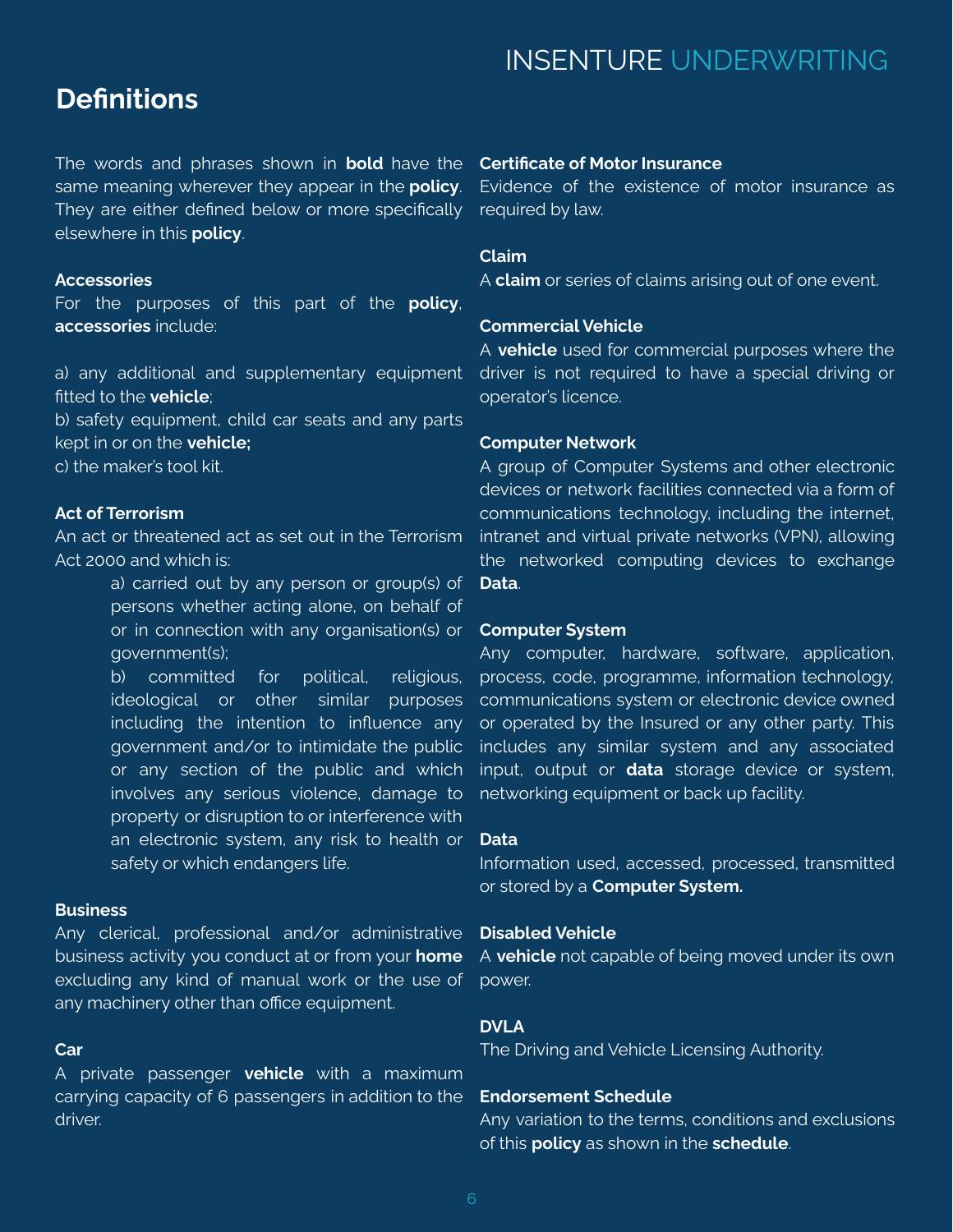## Definitions

The words and phrases shown in **bold** have the same meaning wherever they appear in the **policy**. They are either defined below or more specifically elsewhere in this **policy**.

**Accessories**
For the purposes of this part of the **policy**, **accessories** include:

a) any additional and supplementary equipment fitted to the **vehicle**;
b) safety equipment, child car seats and any parts kept in or on the **vehicle;**
c) the maker's tool kit.

**Act of Terrorism**
An act or threatened act as set out in the Terrorism Act 2000 and which is:

a) carried out by any person or group(s) of persons whether acting alone, on behalf of or in connection with any organisation(s) or government(s);
b) committed for political, religious, ideological or other similar purposes including the intention to influence any government and/or to intimidate the public or any section of the public and which involves any serious violence, damage to property or disruption to or interference with an electronic system, any risk to health or safety or which endangers life.

**Business**
Any clerical, professional and/or administrative business activity you conduct at or from your **home** excluding any kind of manual work or the use of any machinery other than office equipment.

**Car**
A private passenger **vehicle** with a maximum carrying capacity of 6 passengers in addition to the driver.

**Certificate of Motor Insurance**
Evidence of the existence of motor insurance as required by law.

**Claim**
A **claim** or series of claims arising out of one event.

**Commercial Vehicle**
A **vehicle** used for commercial purposes where the driver is not required to have a special driving or operator's licence.

**Computer Network**
A group of Computer Systems and other electronic devices or network facilities connected via a form of communications technology, including the internet, intranet and virtual private networks (VPN), allowing the networked computing devices to exchange **Data**.

**Computer System**
Any computer, hardware, software, application, process, code, programme, information technology, communications system or electronic device owned or operated by the Insured or any other party. This includes any similar system and any associated input, output or **data** storage device or system, networking equipment or back up facility.

**Data**
Information used, accessed, processed, transmitted or stored by a **Computer System.**

**Disabled Vehicle**
A **vehicle** not capable of being moved under its own power.

**DVLA**
The Driving and Vehicle Licensing Authority.

**Endorsement Schedule**
Any variation to the terms, conditions and exclusions of this **policy** as shown in the **schedule**.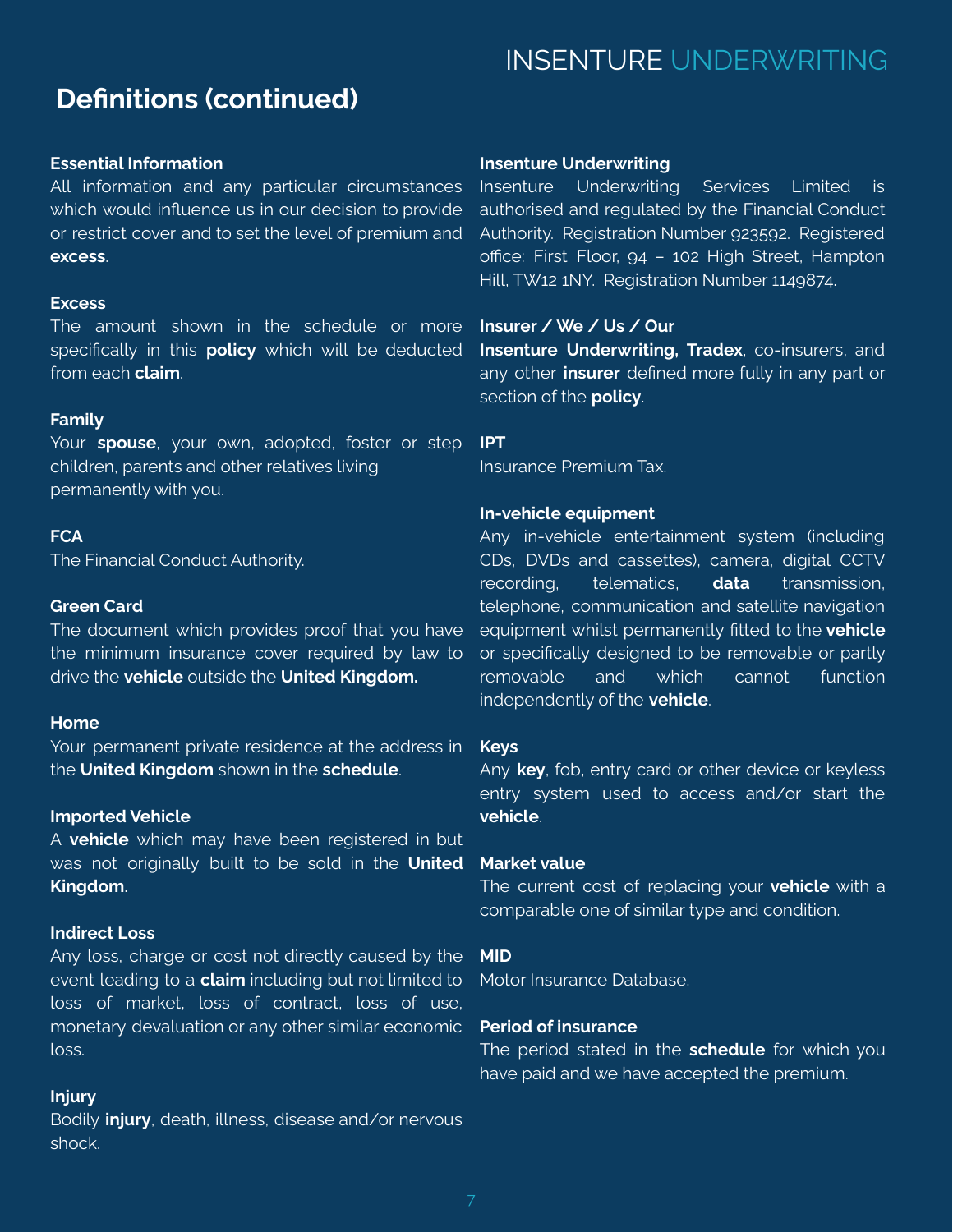## Definitions (continued)

**Essential Information**
All information and any particular circumstances which would influence us in our decision to provide or restrict cover and to set the level of premium and **excess**.

**Excess**
The amount shown in the schedule or more specifically in this **policy** which will be deducted from each **claim**.

**Family**
Your **spouse**, your own, adopted, foster or step children, parents and other relatives living permanently with you.

**FCA**
The Financial Conduct Authority.

**Green Card**
The document which provides proof that you have the minimum insurance cover required by law to drive the **vehicle** outside the **United Kingdom.**

**Home**
Your permanent private residence at the address in the **United Kingdom** shown in the **schedule**.

**Imported Vehicle**
A **vehicle** which may have been registered in but was not originally built to be sold in the **United Kingdom.**

**Indirect Loss**
Any loss, charge or cost not directly caused by the event leading to a **claim** including but not limited to loss of market, loss of contract, loss of use, monetary devaluation or any other similar economic loss.

**Injury**
Bodily **injury**, death, illness, disease and/or nervous shock.

**Insenture Underwriting**
Insenture Underwriting Services Limited is authorised and regulated by the Financial Conduct Authority. Registration Number 923592. Registered office: First Floor, 94 – 102 High Street, Hampton Hill, TW12 1NY. Registration Number 1149874.

**Insurer / We / Us / Our**
**Insenture Underwriting, Tradex**, co-insurers, and any other **insurer** defined more fully in any part or section of the **policy**.

**IPT**
Insurance Premium Tax.

**In-vehicle equipment**
Any in-vehicle entertainment system (including CDs, DVDs and cassettes), camera, digital CCTV recording, telematics, **data** transmission, telephone, communication and satellite navigation equipment whilst permanently fitted to the **vehicle** or specifically designed to be removable or partly removable and which cannot function independently of the **vehicle**.

**Keys**
Any **key**, fob, entry card or other device or keyless entry system used to access and/or start the **vehicle**.

**Market value**
The current cost of replacing your **vehicle** with a comparable one of similar type and condition.

**MID**
Motor Insurance Database.

**Period of insurance**
The period stated in the **schedule** for which you have paid and we have accepted the premium.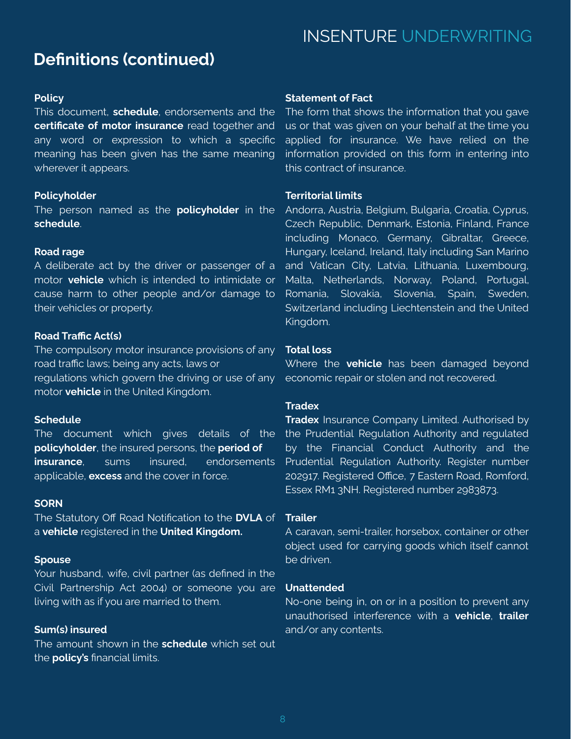# Definitions (continued)

**Policy**

This document, **schedule**, endorsements and the **certificate of motor insurance** read together and any word or expression to which a specific meaning has been given has the same meaning wherever it appears.

**Policyholder**

The person named as the **policyholder** in the **schedule**.

**Road rage**

A deliberate act by the driver or passenger of a motor **vehicle** which is intended to intimidate or cause harm to other people and/or damage to their vehicles or property.

**Road Traffic Act(s)**

The compulsory motor insurance provisions of any road traffic laws; being any acts, laws or regulations which govern the driving or use of any motor **vehicle** in the United Kingdom.

**Schedule**

The document which gives details of the **policyholder**, the insured persons, the **period of insurance**, sums insured, endorsements applicable, **excess** and the cover in force.

**SORN**

The Statutory Off Road Notification to the **DVLA** of a **vehicle** registered in the **United Kingdom.**

**Spouse**

Your husband, wife, civil partner (as defined in the Civil Partnership Act 2004) or someone you are living with as if you are married to them.

**Sum(s) insured**

The amount shown in the **schedule** which set out the **policy's** financial limits.

**Statement of Fact**

The form that shows the information that you gave us or that was given on your behalf at the time you applied for insurance. We have relied on the information provided on this form in entering into this contract of insurance.

**Territorial limits**

Andorra, Austria, Belgium, Bulgaria, Croatia, Cyprus, Czech Republic, Denmark, Estonia, Finland, France including Monaco, Germany, Gibraltar, Greece, Hungary, Iceland, Ireland, Italy including San Marino and Vatican City, Latvia, Lithuania, Luxembourg, Malta, Netherlands, Norway, Poland, Portugal, Romania, Slovakia, Slovenia, Spain, Sweden, Switzerland including Liechtenstein and the United Kingdom.

**Total loss**

Where the **vehicle** has been damaged beyond economic repair or stolen and not recovered.

**Tradex**

**Tradex** Insurance Company Limited. Authorised by the Prudential Regulation Authority and regulated by the Financial Conduct Authority and the Prudential Regulation Authority. Register number 202917. Registered Office, 7 Eastern Road, Romford, Essex RM1 3NH. Registered number 2983873.

**Trailer**

A caravan, semi-trailer, horsebox, container or other object used for carrying goods which itself cannot be driven.

**Unattended**

No-one being in, on or in a position to prevent any unauthorised interference with a **vehicle**, **trailer** and/or any contents.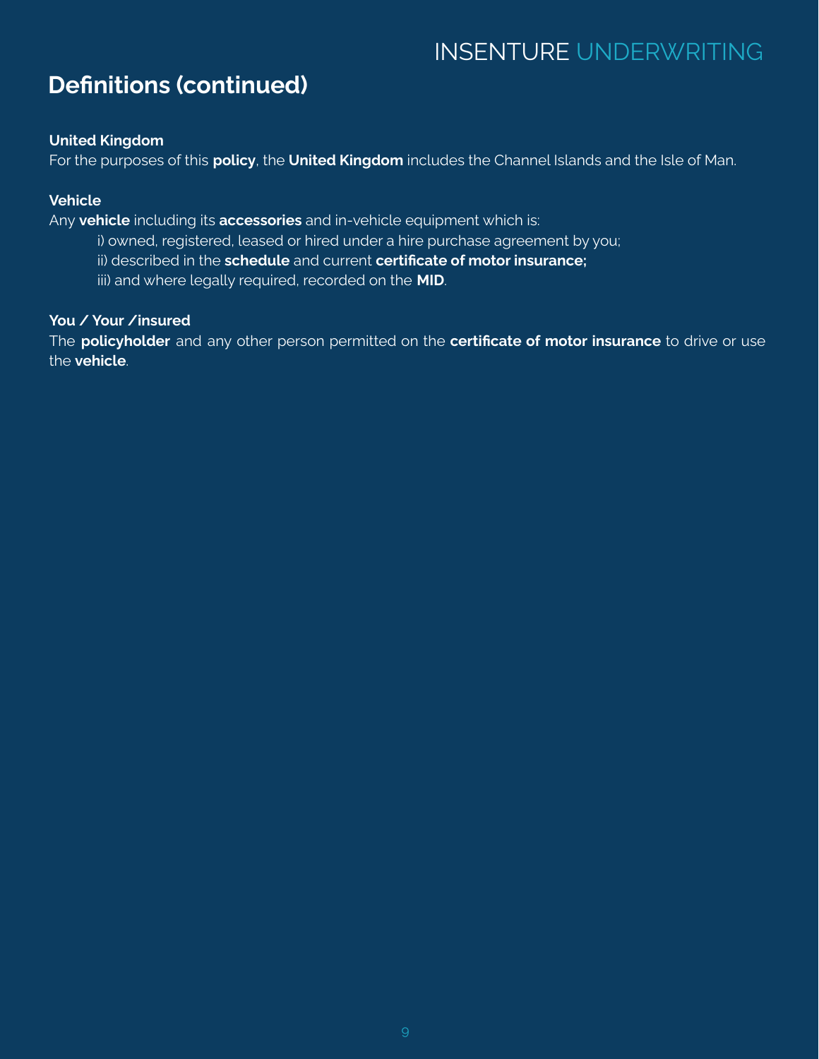## Definitions (continued)

**United Kingdom**

For the purposes of this **policy**, the **United Kingdom** includes the Channel Islands and the Isle of Man.

**Vehicle**

Any **vehicle** including its **accessories** and in-vehicle equipment which is:

i) owned, registered, leased or hired under a hire purchase agreement by you;

ii) described in the **schedule** and current **certificate of motor insurance;**

iii) and where legally required, recorded on the **MID**.

**You / Your /insured**

The **policyholder** and any other person permitted on the **certificate of motor insurance** to drive or use the **vehicle**.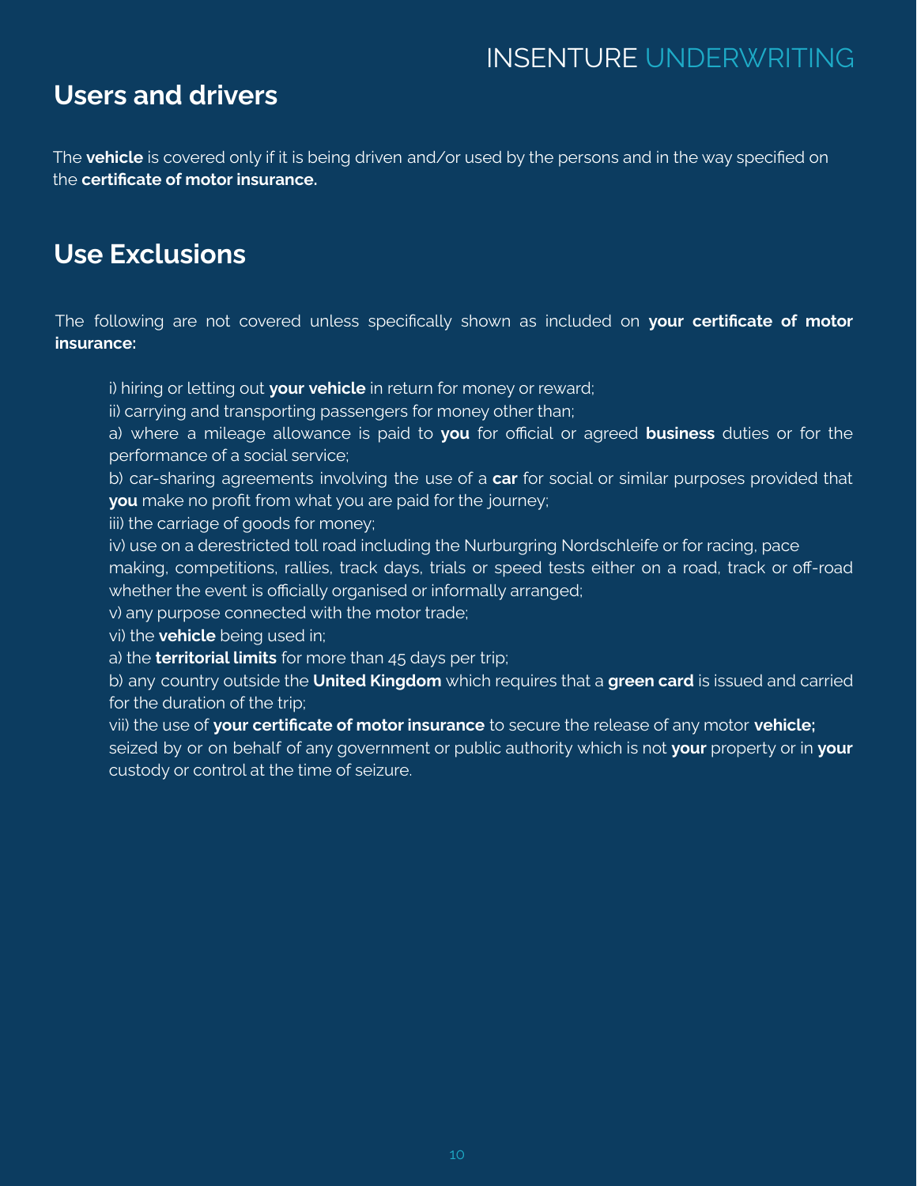## Users and drivers

The **vehicle** is covered only if it is being driven and/or used by the persons and in the way specified on the **certificate of motor insurance.**

## Use Exclusions

The following are not covered unless specifically shown as included on **your certificate of motor insurance:**

i) hiring or letting out **your vehicle** in return for money or reward;

ii) carrying and transporting passengers for money other than;

a) where a mileage allowance is paid to **you** for official or agreed **business** duties or for the performance of a social service;

b) car-sharing agreements involving the use of a **car** for social or similar purposes provided that **you** make no profit from what you are paid for the journey;

iii) the carriage of goods for money;

iv) use on a derestricted toll road including the Nurburgring Nordschleife or for racing, pace making, competitions, rallies, track days, trials or speed tests either on a road, track or off-road whether the event is officially organised or informally arranged;

v) any purpose connected with the motor trade;

vi) the **vehicle** being used in;

a) the **territorial limits** for more than 45 days per trip;

b) any country outside the **United Kingdom** which requires that a **green card** is issued and carried for the duration of the trip;

vii) the use of **your certificate of motor insurance** to secure the release of any motor **vehicle;** seized by or on behalf of any government or public authority which is not **your** property or in **your** custody or control at the time of seizure.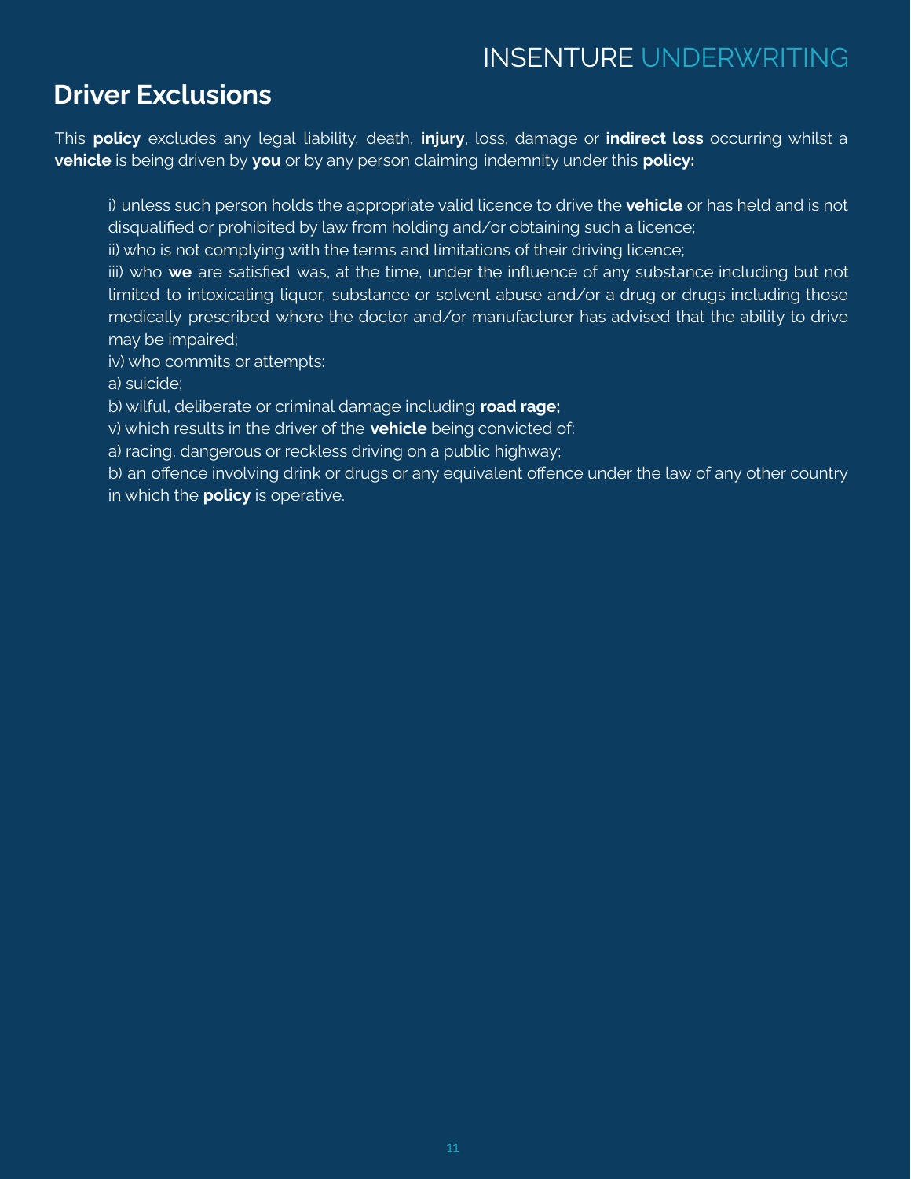## Driver Exclusions

This **policy** excludes any legal liability, death, **injury**, loss, damage or **indirect loss** occurring whilst a **vehicle** is being driven by **you** or by any person claiming indemnity under this **policy:**

i) unless such person holds the appropriate valid licence to drive the **vehicle** or has held and is not disqualified or prohibited by law from holding and/or obtaining such a licence;
ii) who is not complying with the terms and limitations of their driving licence;
iii) who **we** are satisfied was, at the time, under the influence of any substance including but not limited to intoxicating liquor, substance or solvent abuse and/or a drug or drugs including those medically prescribed where the doctor and/or manufacturer has advised that the ability to drive may be impaired;
iv) who commits or attempts:
a) suicide;
b) wilful, deliberate or criminal damage including **road rage;**
v) which results in the driver of the **vehicle** being convicted of:
a) racing, dangerous or reckless driving on a public highway;
b) an offence involving drink or drugs or any equivalent offence under the law of any other country in which the **policy** is operative.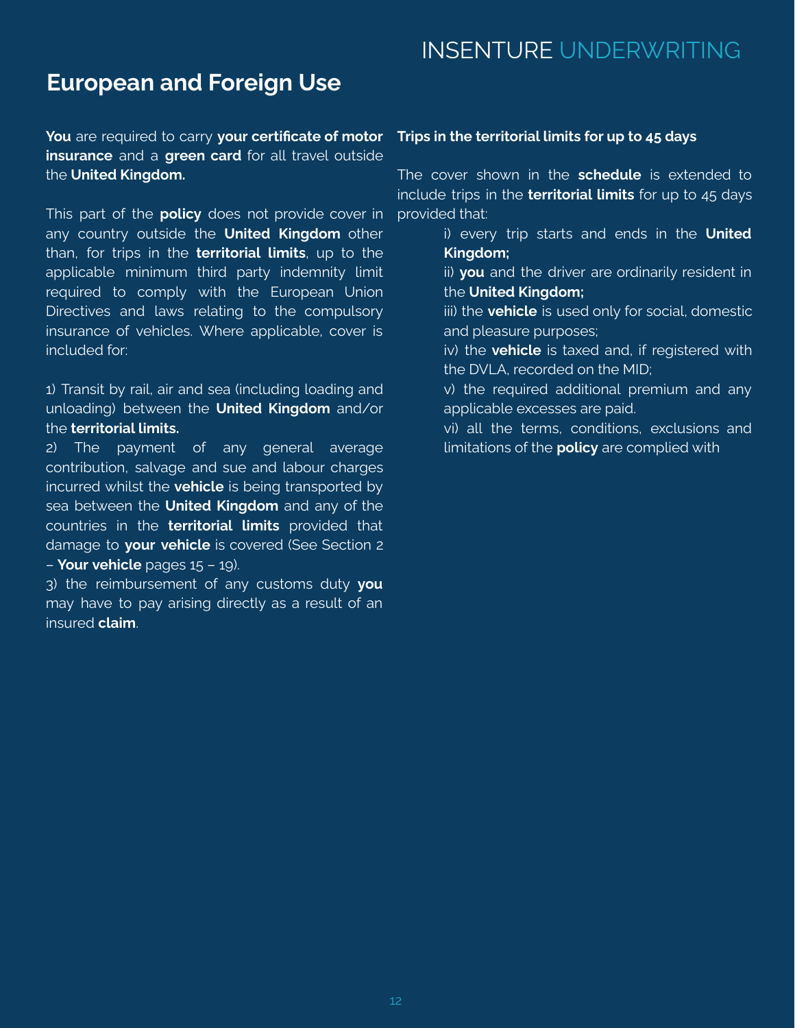## European and Foreign Use

**You** are required to carry **your certificate of motor insurance** and a **green card** for all travel outside the **United Kingdom.**

This part of the **policy** does not provide cover in any country outside the **United Kingdom** other than, for trips in the **territorial limits**, up to the applicable minimum third party indemnity limit required to comply with the European Union Directives and laws relating to the compulsory insurance of vehicles. Where applicable, cover is included for:

1) Transit by rail, air and sea (including loading and unloading) between the **United Kingdom** and/or the **territorial limits.**
2) The payment of any general average contribution, salvage and sue and labour charges incurred whilst the **vehicle** is being transported by sea between the **United Kingdom** and any of the countries in the **territorial limits** provided that damage to **your vehicle** is covered (See Section 2 – **Your vehicle** pages 15 – 19).
3) the reimbursement of any customs duty **you** may have to pay arising directly as a result of an insured **claim**.

**Trips in the territorial limits for up to 45 days**

The cover shown in the **schedule** is extended to include trips in the **territorial limits** for up to 45 days provided that:

i) every trip starts and ends in the **United Kingdom;**
ii) **you** and the driver are ordinarily resident in the **United Kingdom;**
iii) the **vehicle** is used only for social, domestic and pleasure purposes;
iv) the **vehicle** is taxed and, if registered with the DVLA, recorded on the MID;
v) the required additional premium and any applicable excesses are paid.
vi) all the terms, conditions, exclusions and limitations of the **policy** are complied with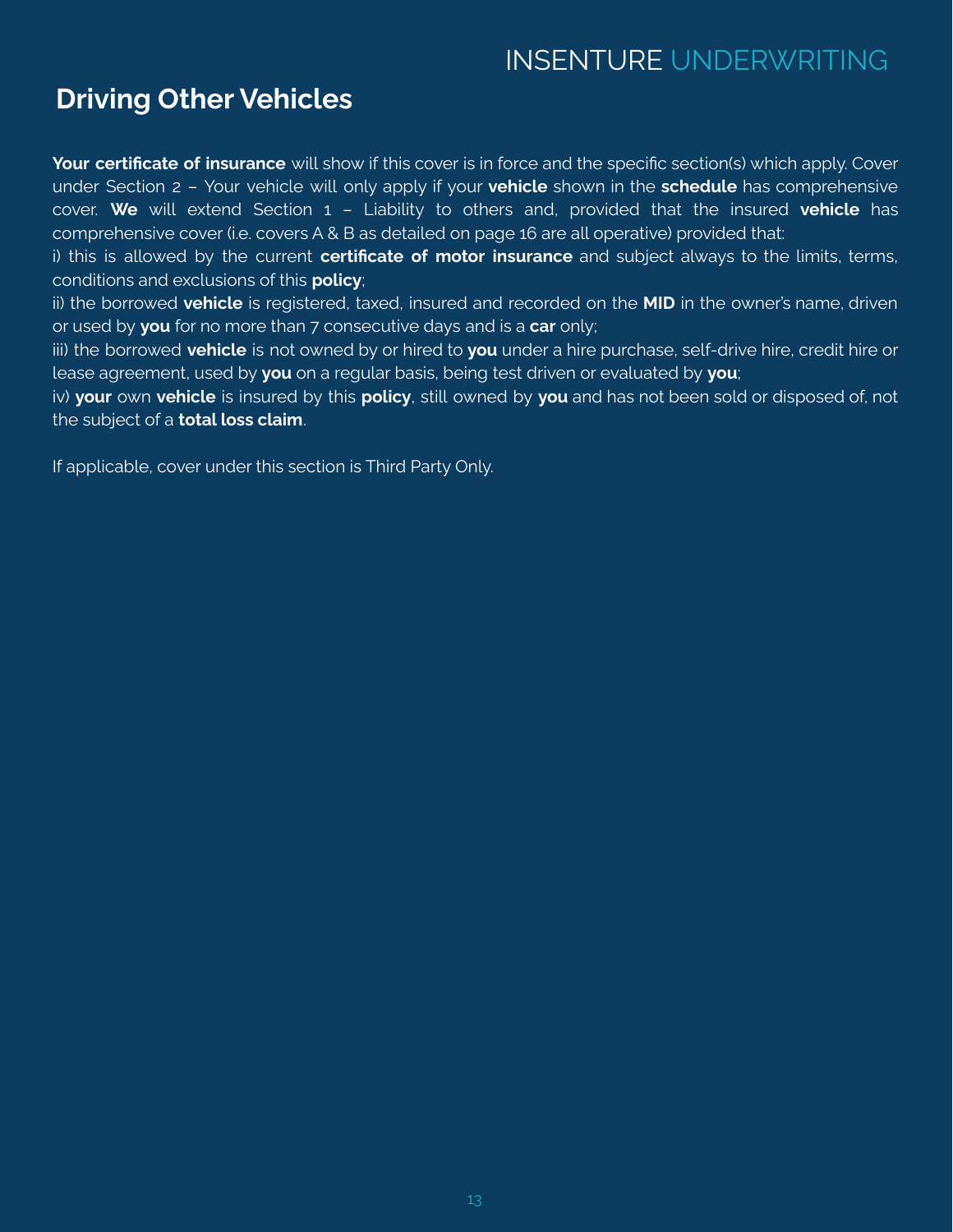## Driving Other Vehicles

**Your certificate of insurance** will show if this cover is in force and the specific section(s) which apply. Cover under Section 2 – Your vehicle will only apply if your **vehicle** shown in the **schedule** has comprehensive cover. **We** will extend Section 1 – Liability to others and, provided that the insured **vehicle** has comprehensive cover (i.e. covers A & B as detailed on page 16 are all operative) provided that:

i) this is allowed by the current **certificate of motor insurance** and subject always to the limits, terms, conditions and exclusions of this **policy**;

ii) the borrowed **vehicle** is registered, taxed, insured and recorded on the **MID** in the owner's name, driven or used by **you** for no more than 7 consecutive days and is a **car** only;

iii) the borrowed **vehicle** is not owned by or hired to **you** under a hire purchase, self-drive hire, credit hire or lease agreement, used by **you** on a regular basis, being test driven or evaluated by **you**;

iv) **your** own **vehicle** is insured by this **policy**, still owned by **you** and has not been sold or disposed of, not the subject of a **total loss claim**.

If applicable, cover under this section is Third Party Only.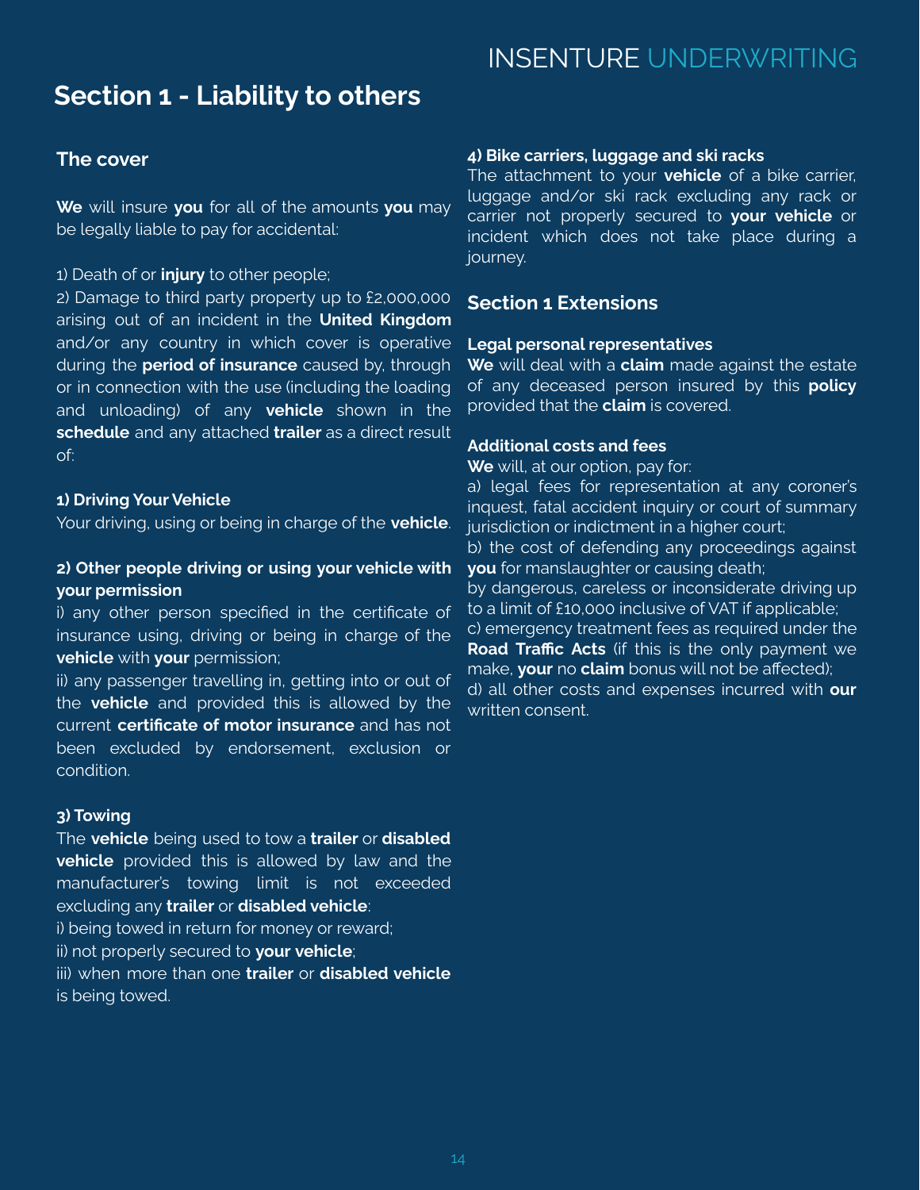# Section 1 - Liability to others

## The cover

**We** will insure **you** for all of the amounts **you** may be legally liable to pay for accidental:

1) Death of or **injury** to other people;
2) Damage to third party property up to £2,000,000 arising out of an incident in the **United Kingdom** and/or any country in which cover is operative during the **period of insurance** caused by, through or in connection with the use (including the loading and unloading) of any **vehicle** shown in the **schedule** and any attached **trailer** as a direct result of:

### 1) Driving Your Vehicle

Your driving, using or being in charge of the **vehicle**.

### 2) Other people driving or using your vehicle with your permission

i) any other person specified in the certificate of insurance using, driving or being in charge of the **vehicle** with **your** permission;
ii) any passenger travelling in, getting into or out of the **vehicle** and provided this is allowed by the current **certificate of motor insurance** and has not been excluded by endorsement, exclusion or condition.

### 3) Towing

The **vehicle** being used to tow a **trailer** or **disabled vehicle** provided this is allowed by law and the manufacturer's towing limit is not exceeded excluding any **trailer** or **disabled vehicle**:
i) being towed in return for money or reward;
ii) not properly secured to **your vehicle**;
iii) when more than one **trailer** or **disabled vehicle** is being towed.

### 4) Bike carriers, luggage and ski racks

The attachment to your **vehicle** of a bike carrier, luggage and/or ski rack excluding any rack or carrier not properly secured to **your vehicle** or incident which does not take place during a journey.

## Section 1 Extensions

### Legal personal representatives

**We** will deal with a **claim** made against the estate of any deceased person insured by this **policy** provided that the **claim** is covered.

### Additional costs and fees

**We** will, at our option, pay for:
a) legal fees for representation at any coroner's inquest, fatal accident inquiry or court of summary jurisdiction or indictment in a higher court;
b) the cost of defending any proceedings against **you** for manslaughter or causing death;
by dangerous, careless or inconsiderate driving up to a limit of £10,000 inclusive of VAT if applicable;
c) emergency treatment fees as required under the **Road Traffic Acts** (if this is the only payment we make, **your** no **claim** bonus will not be affected);
d) all other costs and expenses incurred with **our** written consent.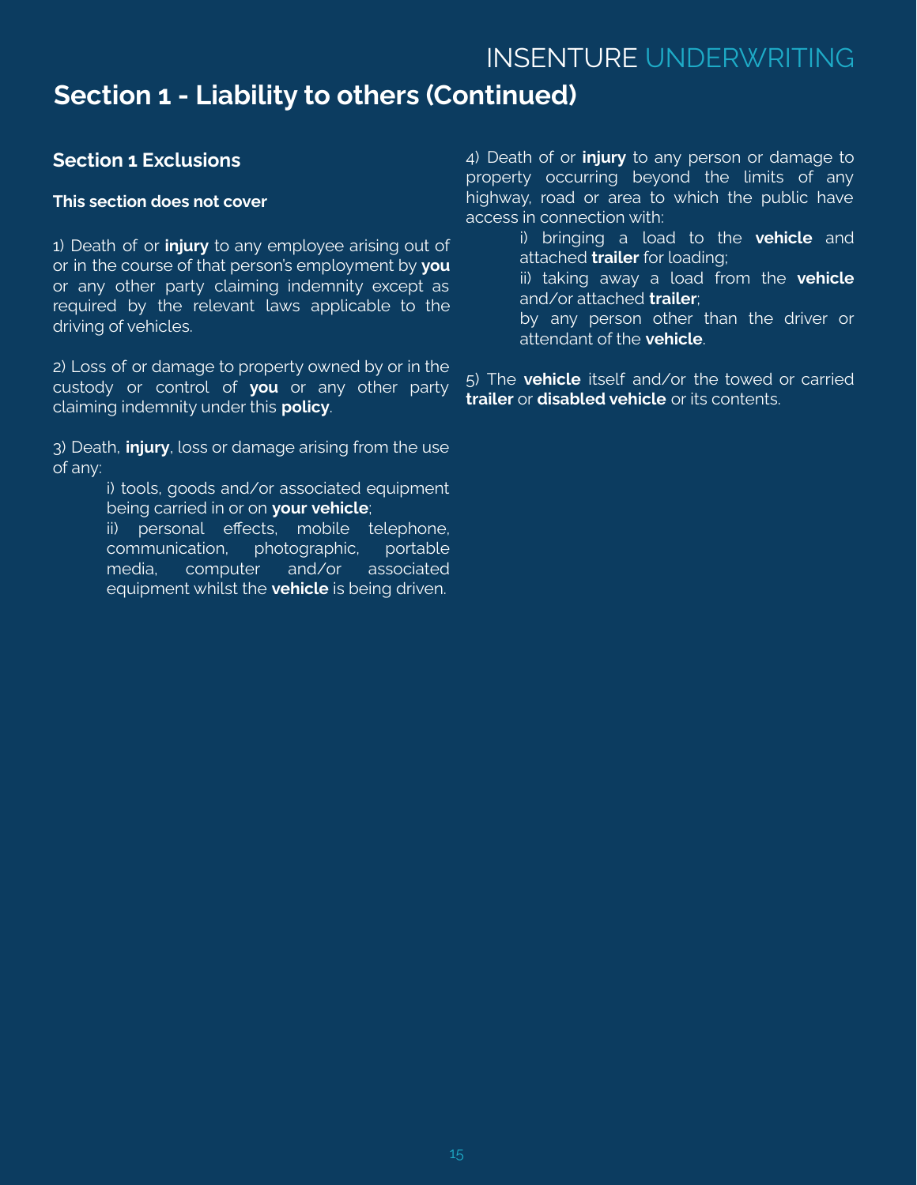## Section 1 - Liability to others (Continued)

### Section 1 Exclusions

**This section does not cover**

1) Death of or **injury** to any employee arising out of or in the course of that person's employment by **you** or any other party claiming indemnity except as required by the relevant laws applicable to the driving of vehicles.

2) Loss of or damage to property owned by or in the custody or control of **you** or any other party claiming indemnity under this **policy**.

3) Death, **injury**, loss or damage arising from the use of any:

> i) tools, goods and/or associated equipment being carried in or on **your vehicle**;
>
> ii) personal effects, mobile telephone, communication, photographic, portable media, computer and/or associated equipment whilst the **vehicle** is being driven.

4) Death of or **injury** to any person or damage to property occurring beyond the limits of any highway, road or area to which the public have access in connection with:

> i) bringing a load to the **vehicle** and attached **trailer** for loading;
>
> ii) taking away a load from the **vehicle** and/or attached **trailer**;
>
> by any person other than the driver or attendant of the **vehicle**.

5) The **vehicle** itself and/or the towed or carried **trailer** or **disabled vehicle** or its contents.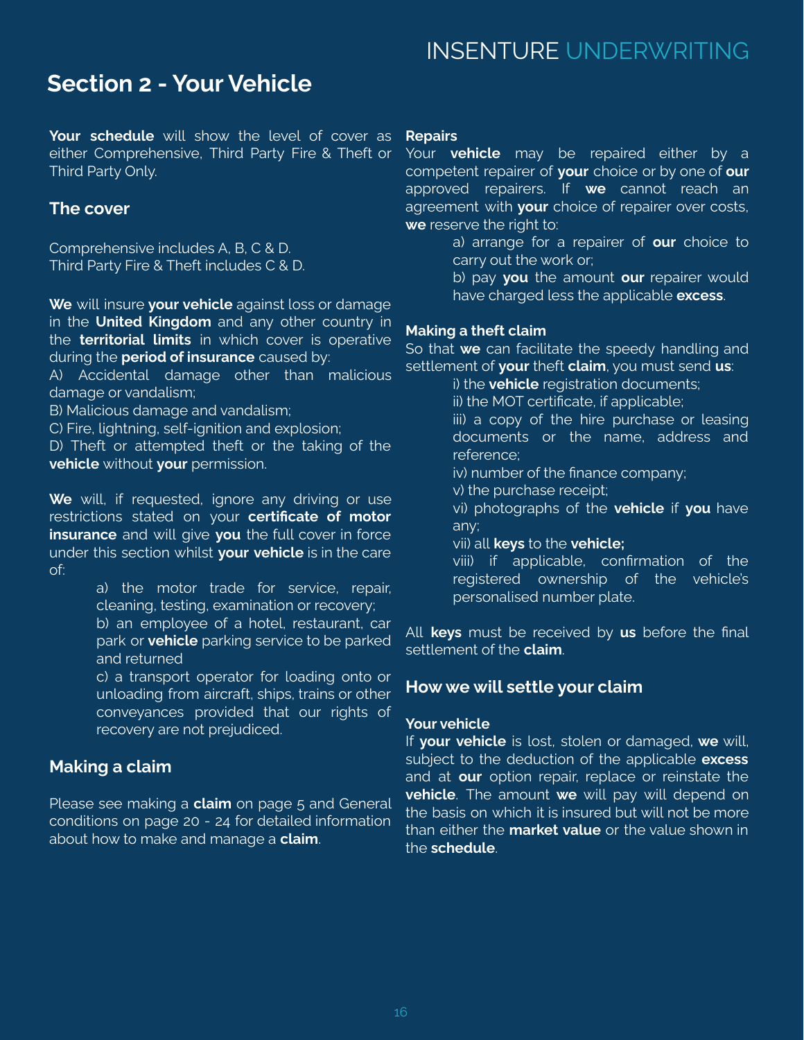## Section 2 - Your Vehicle

**Your schedule** will show the level of cover as either Comprehensive, Third Party Fire & Theft or Third Party Only.

### The cover

Comprehensive includes A, B, C & D.
Third Party Fire & Theft includes C & D.

**We** will insure **your vehicle** against loss or damage in the **United Kingdom** and any other country in the **territorial limits** in which cover is operative during the **period of insurance** caused by:

A) Accidental damage other than malicious damage or vandalism;
B) Malicious damage and vandalism;
C) Fire, lightning, self-ignition and explosion;
D) Theft or attempted theft or the taking of the **vehicle** without **your** permission.

**We** will, if requested, ignore any driving or use restrictions stated on your **certificate of motor insurance** and will give **you** the full cover in force under this section whilst **your vehicle** is in the care of:

a) the motor trade for service, repair, cleaning, testing, examination or recovery;
b) an employee of a hotel, restaurant, car park or **vehicle** parking service to be parked and returned
c) a transport operator for loading onto or unloading from aircraft, ships, trains or other conveyances provided that our rights of recovery are not prejudiced.

### Making a claim

Please see making a **claim** on page 5 and General conditions on page 20 - 24 for detailed information about how to make and manage a **claim**.

**Repairs**

Your **vehicle** may be repaired either by a competent repairer of **your** choice or by one of **our** approved repairers. If **we** cannot reach an agreement with **your** choice of repairer over costs, **we** reserve the right to:

a) arrange for a repairer of **our** choice to carry out the work or;
b) pay **you** the amount **our** repairer would have charged less the applicable **excess**.

**Making a theft claim**

So that **we** can facilitate the speedy handling and settlement of **your** theft **claim**, you must send **us**:

i) the **vehicle** registration documents;
ii) the MOT certificate, if applicable;
iii) a copy of the hire purchase or leasing documents or the name, address and reference;
iv) number of the finance company;
v) the purchase receipt;
vi) photographs of the **vehicle** if **you** have any;
vii) all **keys** to the **vehicle;**
viii) if applicable, confirmation of the registered ownership of the vehicle's personalised number plate.

All **keys** must be received by **us** before the final settlement of the **claim**.

### How we will settle your claim

**Your vehicle**

If **your vehicle** is lost, stolen or damaged, **we** will, subject to the deduction of the applicable **excess** and at **our** option repair, replace or reinstate the **vehicle**. The amount **we** will pay will depend on the basis on which it is insured but will not be more than either the **market value** or the value shown in the **schedule**.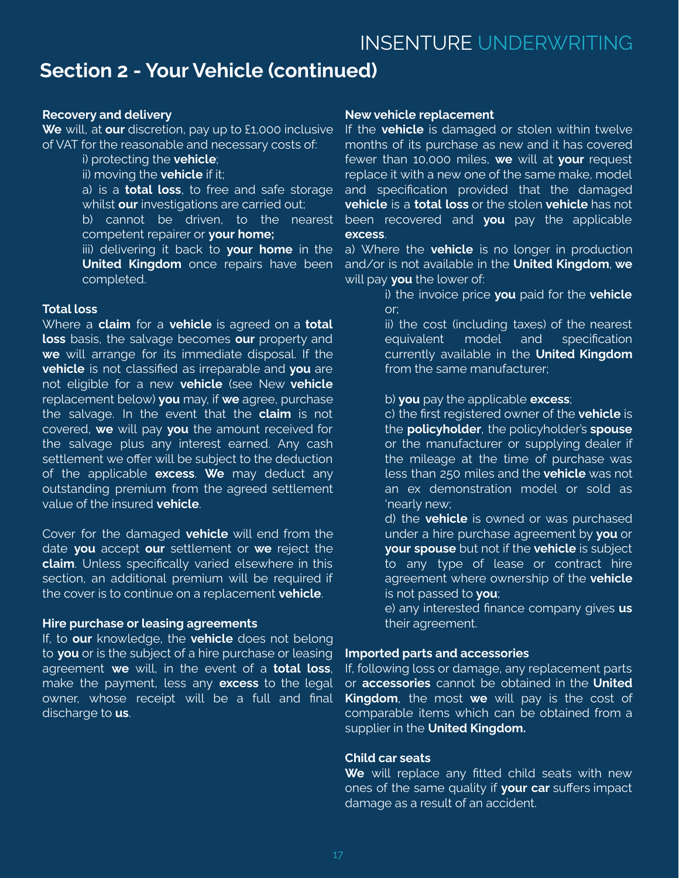## Section 2 - Your Vehicle (continued)

**Recovery and delivery**

**We** will, at **our** discretion, pay up to £1,000 inclusive of VAT for the reasonable and necessary costs of:

i) protecting the **vehicle**;

ii) moving the **vehicle** if it;

a) is a **total loss**, to free and safe storage whilst **our** investigations are carried out;

b) cannot be driven, to the nearest competent repairer or **your home;**

iii) delivering it back to **your home** in the **United Kingdom** once repairs have been completed.

**Total loss**

Where a **claim** for a **vehicle** is agreed on a **total loss** basis, the salvage becomes **our** property and **we** will arrange for its immediate disposal. If the **vehicle** is not classified as irreparable and **you** are not eligible for a new **vehicle** (see New **vehicle** replacement below) **you** may, if **we** agree, purchase the salvage. In the event that the **claim** is not covered, **we** will pay **you** the amount received for the salvage plus any interest earned. Any cash settlement we offer will be subject to the deduction of the applicable **excess**. **We** may deduct any outstanding premium from the agreed settlement value of the insured **vehicle**.

Cover for the damaged **vehicle** will end from the date **you** accept **our** settlement or **we** reject the **claim**. Unless specifically varied elsewhere in this section, an additional premium will be required if the cover is to continue on a replacement **vehicle**.

**Hire purchase or leasing agreements**

If, to **our** knowledge, the **vehicle** does not belong to **you** or is the subject of a hire purchase or leasing agreement **we** will, in the event of a **total loss**, make the payment, less any **excess** to the legal owner, whose receipt will be a full and final discharge to **us**.

**New vehicle replacement**

If the **vehicle** is damaged or stolen within twelve months of its purchase as new and it has covered fewer than 10,000 miles, **we** will at **your** request replace it with a new one of the same make, model and specification provided that the damaged **vehicle** is a **total loss** or the stolen **vehicle** has not been recovered and **you** pay the applicable **excess**.

a) Where the **vehicle** is no longer in production and/or is not available in the **United Kingdom**, **we** will pay **you** the lower of:

i) the invoice price **you** paid for the **vehicle** or;

ii) the cost (including taxes) of the nearest equivalent model and specification currently available in the **United Kingdom** from the same manufacturer;

b) **you** pay the applicable **excess**;

c) the first registered owner of the **vehicle** is the **policyholder**, the policyholder's **spouse** or the manufacturer or supplying dealer if the mileage at the time of purchase was less than 250 miles and the **vehicle** was not an ex demonstration model or sold as 'nearly new;

d) the **vehicle** is owned or was purchased under a hire purchase agreement by **you** or **your spouse** but not if the **vehicle** is subject to any type of lease or contract hire agreement where ownership of the **vehicle** is not passed to **you**;

e) any interested finance company gives **us** their agreement.

**Imported parts and accessories**

If, following loss or damage, any replacement parts or **accessories** cannot be obtained in the **United Kingdom**, the most **we** will pay is the cost of comparable items which can be obtained from a supplier in the **United Kingdom.**

**Child car seats**

**We** will replace any fitted child seats with new ones of the same quality if **your car** suffers impact damage as a result of an accident.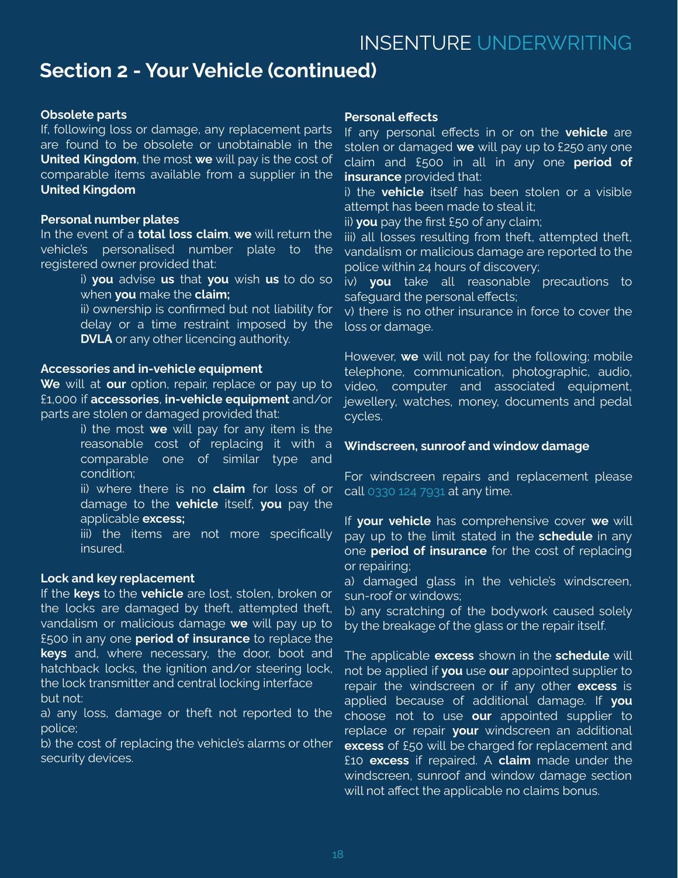## Section 2 - Your Vehicle (continued)

**Obsolete parts**

If, following loss or damage, any replacement parts are found to be obsolete or unobtainable in the **United Kingdom**, the most **we** will pay is the cost of comparable items available from a supplier in the **United Kingdom**

**Personal number plates**

In the event of a **total loss claim**, **we** will return the vehicle's personalised number plate to the registered owner provided that:

i) **you** advise **us** that **you** wish **us** to do so when **you** make the **claim;**

ii) ownership is confirmed but not liability for delay or a time restraint imposed by the **DVLA** or any other licencing authority.

**Accessories and in-vehicle equipment**

**We** will at **our** option, repair, replace or pay up to £1,000 if **accessories**, **in-vehicle equipment** and/or parts are stolen or damaged provided that:

i) the most **we** will pay for any item is the reasonable cost of replacing it with a comparable one of similar type and condition;

ii) where there is no **claim** for loss of or damage to the **vehicle** itself, **you** pay the applicable **excess;**

iii) the items are not more specifically insured.

**Lock and key replacement**

If the **keys** to the **vehicle** are lost, stolen, broken or the locks are damaged by theft, attempted theft, vandalism or malicious damage **we** will pay up to £500 in any one **period of insurance** to replace the **keys** and, where necessary, the door, boot and hatchback locks, the ignition and/or steering lock, the lock transmitter and central locking interface but not:

a) any loss, damage or theft not reported to the police;

b) the cost of replacing the vehicle's alarms or other security devices.

**Personal effects**

If any personal effects in or on the **vehicle** are stolen or damaged **we** will pay up to £250 any one claim and £500 in all in any one **period of insurance** provided that:

i) the **vehicle** itself has been stolen or a visible attempt has been made to steal it;

ii) **you** pay the first £50 of any claim;

iii) all losses resulting from theft, attempted theft, vandalism or malicious damage are reported to the police within 24 hours of discovery;

iv) **you** take all reasonable precautions to safeguard the personal effects;

v) there is no other insurance in force to cover the loss or damage.

However, **we** will not pay for the following; mobile telephone, communication, photographic, audio, video, computer and associated equipment, jewellery, watches, money, documents and pedal cycles.

**Windscreen, sunroof and window damage**

For windscreen repairs and replacement please call 0330 124 7931 at any time.

If **your vehicle** has comprehensive cover **we** will pay up to the limit stated in the **schedule** in any one **period of insurance** for the cost of replacing or repairing;

a) damaged glass in the vehicle's windscreen, sun-roof or windows;

b) any scratching of the bodywork caused solely by the breakage of the glass or the repair itself.

The applicable **excess** shown in the **schedule** will not be applied if **you** use **our** appointed supplier to repair the windscreen or if any other **excess** is applied because of additional damage. If **you** choose not to use **our** appointed supplier to replace or repair **your** windscreen an additional **excess** of £50 will be charged for replacement and £10 **excess** if repaired. A **claim** made under the windscreen, sunroof and window damage section will not affect the applicable no claims bonus.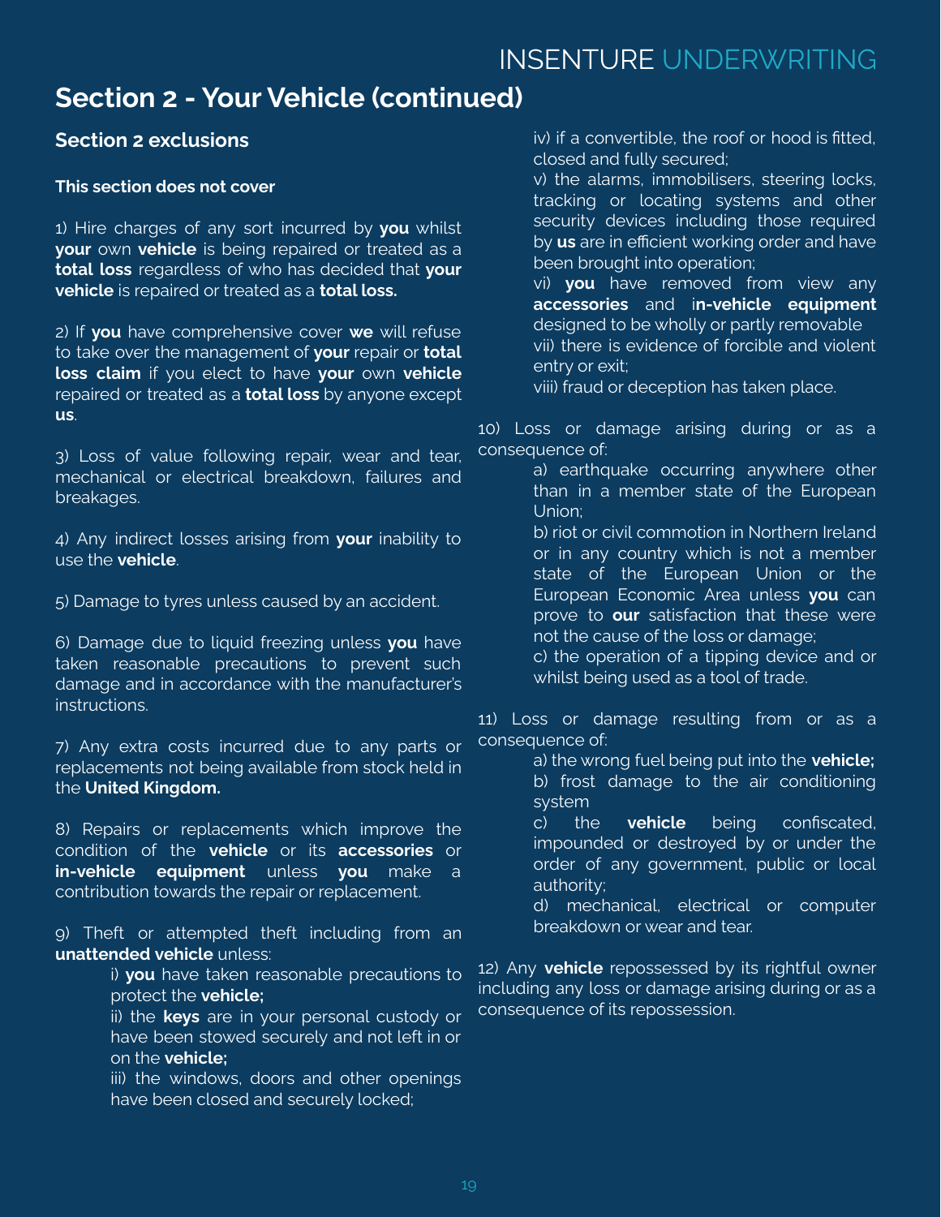# Section 2 - Your Vehicle (continued)

## Section 2 exclusions

**This section does not cover**

1) Hire charges of any sort incurred by **you** whilst **your** own **vehicle** is being repaired or treated as a **total loss** regardless of who has decided that **your vehicle** is repaired or treated as a **total loss.**

2) If **you** have comprehensive cover **we** will refuse to take over the management of **your** repair or **total loss claim** if you elect to have **your** own **vehicle** repaired or treated as a **total loss** by anyone except **us**.

3) Loss of value following repair, wear and tear, mechanical or electrical breakdown, failures and breakages.

4) Any indirect losses arising from **your** inability to use the **vehicle**.

5) Damage to tyres unless caused by an accident.

6) Damage due to liquid freezing unless **you** have taken reasonable precautions to prevent such damage and in accordance with the manufacturer's instructions.

7) Any extra costs incurred due to any parts or replacements not being available from stock held in the **United Kingdom.**

8) Repairs or replacements which improve the condition of the **vehicle** or its **accessories** or **in-vehicle equipment** unless **you** make a contribution towards the repair or replacement.

9) Theft or attempted theft including from an **unattended vehicle** unless:

i) **you** have taken reasonable precautions to protect the **vehicle;**
ii) the **keys** are in your personal custody or have been stowed securely and not left in or on the **vehicle;**
iii) the windows, doors and other openings have been closed and securely locked;
iv) if a convertible, the roof or hood is fitted, closed and fully secured;
v) the alarms, immobilisers, steering locks, tracking or locating systems and other security devices including those required by **us** are in efficient working order and have been brought into operation;
vi) **you** have removed from view any **accessories** and i**n-vehicle equipment** designed to be wholly or partly removable
vii) there is evidence of forcible and violent entry or exit;
viii) fraud or deception has taken place.

10) Loss or damage arising during or as a consequence of:

a) earthquake occurring anywhere other than in a member state of the European Union;
b) riot or civil commotion in Northern Ireland or in any country which is not a member state of the European Union or the European Economic Area unless **you** can prove to **our** satisfaction that these were not the cause of the loss or damage;
c) the operation of a tipping device and or whilst being used as a tool of trade.

11) Loss or damage resulting from or as a consequence of:

a) the wrong fuel being put into the **vehicle;**
b) frost damage to the air conditioning system
c) the **vehicle** being confiscated, impounded or destroyed by or under the order of any government, public or local authority;
d) mechanical, electrical or computer breakdown or wear and tear.

12) Any **vehicle** repossessed by its rightful owner including any loss or damage arising during or as a consequence of its repossession.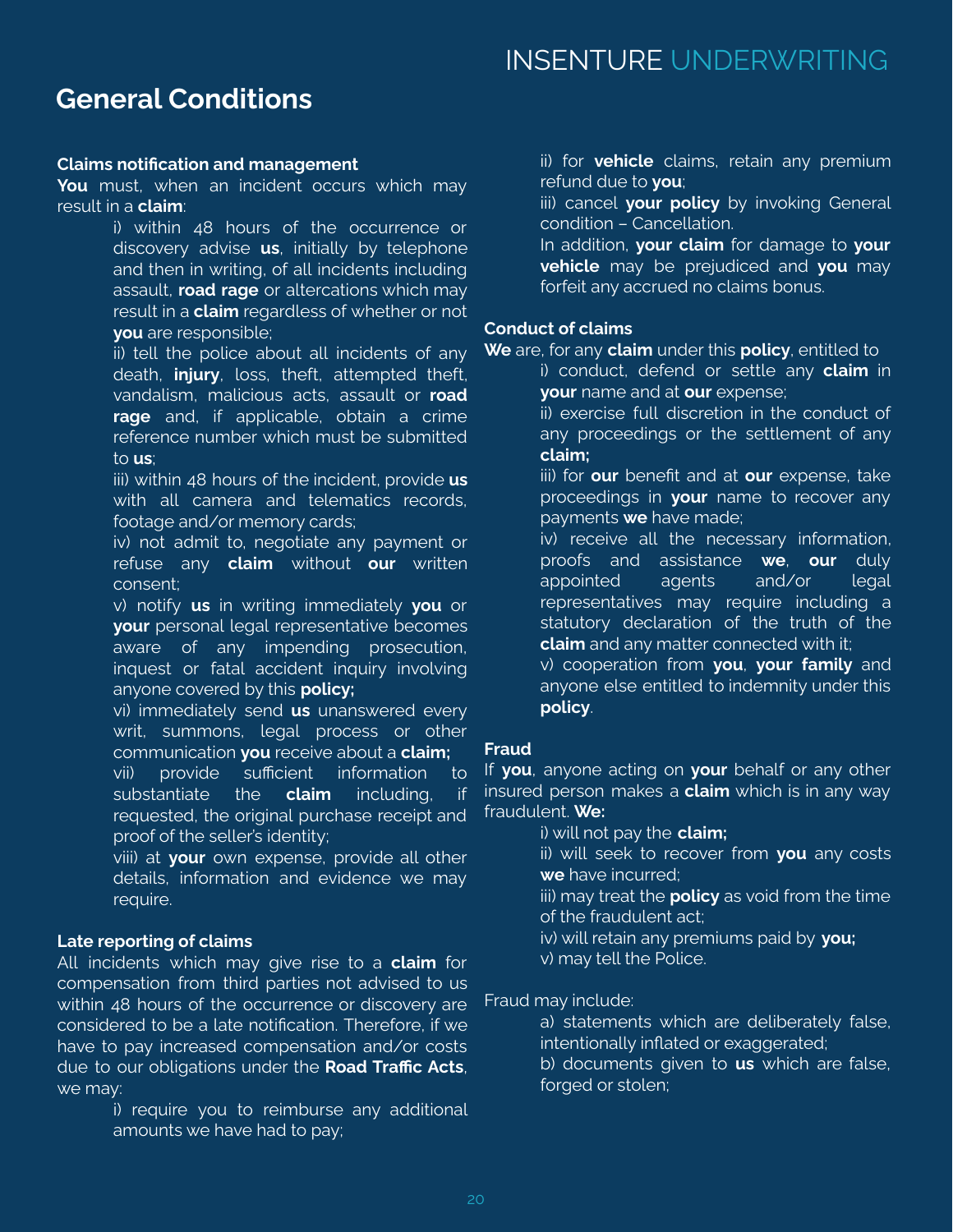## General Conditions

**Claims notification and management**

**You** must, when an incident occurs which may result in a **claim**:

i) within 48 hours of the occurrence or discovery advise **us**, initially by telephone and then in writing, of all incidents including assault, **road rage** or altercations which may result in a **claim** regardless of whether or not **you** are responsible;

ii) tell the police about all incidents of any death, **injury**, loss, theft, attempted theft, vandalism, malicious acts, assault or **road rage** and, if applicable, obtain a crime reference number which must be submitted to **us**;

iii) within 48 hours of the incident, provide **us** with all camera and telematics records, footage and/or memory cards;

iv) not admit to, negotiate any payment or refuse any **claim** without **our** written consent;

v) notify **us** in writing immediately **you** or **your** personal legal representative becomes aware of any impending prosecution, inquest or fatal accident inquiry involving anyone covered by this **policy;**

vi) immediately send **us** unanswered every writ, summons, legal process or other communication **you** receive about a **claim;**

vii) provide sufficient information to substantiate the **claim** including, if requested, the original purchase receipt and proof of the seller's identity;

viii) at **your** own expense, provide all other details, information and evidence we may require.

**Late reporting of claims**

All incidents which may give rise to a **claim** for compensation from third parties not advised to us within 48 hours of the occurrence or discovery are considered to be a late notification. Therefore, if we have to pay increased compensation and/or costs due to our obligations under the **Road Traffic Acts**, we may:

i) require you to reimburse any additional amounts we have had to pay;

ii) for **vehicle** claims, retain any premium refund due to **you**;

iii) cancel **your policy** by invoking General condition – Cancellation.

In addition, **your claim** for damage to **your vehicle** may be prejudiced and **you** may forfeit any accrued no claims bonus.

**Conduct of claims**

**We** are, for any **claim** under this **policy**, entitled to

i) conduct, defend or settle any **claim** in **your** name and at **our** expense;

ii) exercise full discretion in the conduct of any proceedings or the settlement of any **claim;**

iii) for **our** benefit and at **our** expense, take proceedings in **your** name to recover any payments **we** have made;

iv) receive all the necessary information, proofs and assistance **we**, **our** duly appointed agents and/or legal representatives may require including a statutory declaration of the truth of the **claim** and any matter connected with it;

v) cooperation from **you**, **your family** and anyone else entitled to indemnity under this **policy**.

**Fraud**

If **you**, anyone acting on **your** behalf or any other insured person makes a **claim** which is in any way fraudulent. **We:**

i) will not pay the **claim;**

ii) will seek to recover from **you** any costs **we** have incurred;

iii) may treat the **policy** as void from the time of the fraudulent act;

iv) will retain any premiums paid by **you;**

v) may tell the Police.

Fraud may include:

a) statements which are deliberately false, intentionally inflated or exaggerated;

b) documents given to **us** which are false, forged or stolen;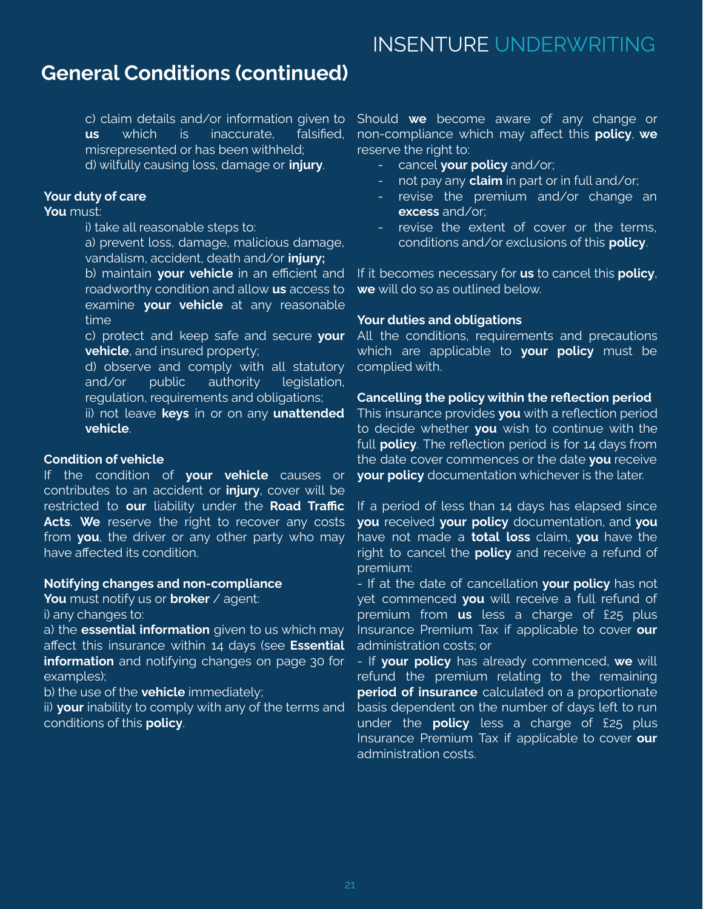## General Conditions (continued)

c) claim details and/or information given to **us** which is inaccurate, falsified, misrepresented or has been withheld;
d) wilfully causing loss, damage or **injury**.

**Your duty of care**

**You** must:

i) take all reasonable steps to:

a) prevent loss, damage, malicious damage, vandalism, accident, death and/or **injury;**

b) maintain **your vehicle** in an efficient and roadworthy condition and allow **us** access to examine **your vehicle** at any reasonable time

c) protect and keep safe and secure **your vehicle**, and insured property;

d) observe and comply with all statutory and/or public authority legislation, regulation, requirements and obligations;

ii) not leave **keys** in or on any **unattended vehicle**.

**Condition of vehicle**

If the condition of **your vehicle** causes or contributes to an accident or **injury**, cover will be restricted to **our** liability under the **Road Traffic Acts**. **We** reserve the right to recover any costs from **you**, the driver or any other party who may have affected its condition.

**Notifying changes and non-compliance**

**You** must notify us or **broker** / agent:

i) any changes to:

a) the **essential information** given to us which may affect this insurance within 14 days (see **Essential information** and notifying changes on page 30 for examples);

b) the use of the **vehicle** immediately;

ii) **your** inability to comply with any of the terms and conditions of this **policy**.

Should **we** become aware of any change or non-compliance which may affect this **policy**, **we** reserve the right to:

- cancel **your policy** and/or;
- not pay any **claim** in part or in full and/or;
- revise the premium and/or change an **excess** and/or;
- revise the extent of cover or the terms, conditions and/or exclusions of this **policy**.

If it becomes necessary for **us** to cancel this **policy**, **we** will do so as outlined below.

**Your duties and obligations**

All the conditions, requirements and precautions which are applicable to **your policy** must be complied with.

**Cancelling the policy within the reflection period**

This insurance provides **you** with a reflection period to decide whether **you** wish to continue with the full **policy**. The reflection period is for 14 days from the date cover commences or the date **you** receive **your policy** documentation whichever is the later.

If a period of less than 14 days has elapsed since **you** received **your policy** documentation, and **you** have not made a **total loss** claim, **you** have the right to cancel the **policy** and receive a refund of premium:

- If at the date of cancellation **your policy** has not yet commenced **you** will receive a full refund of premium from **us** less a charge of £25 plus Insurance Premium Tax if applicable to cover **our** administration costs; or
- If **your policy** has already commenced, **we** will refund the premium relating to the remaining **period of insurance** calculated on a proportionate basis dependent on the number of days left to run under the **policy** less a charge of £25 plus Insurance Premium Tax if applicable to cover **our** administration costs.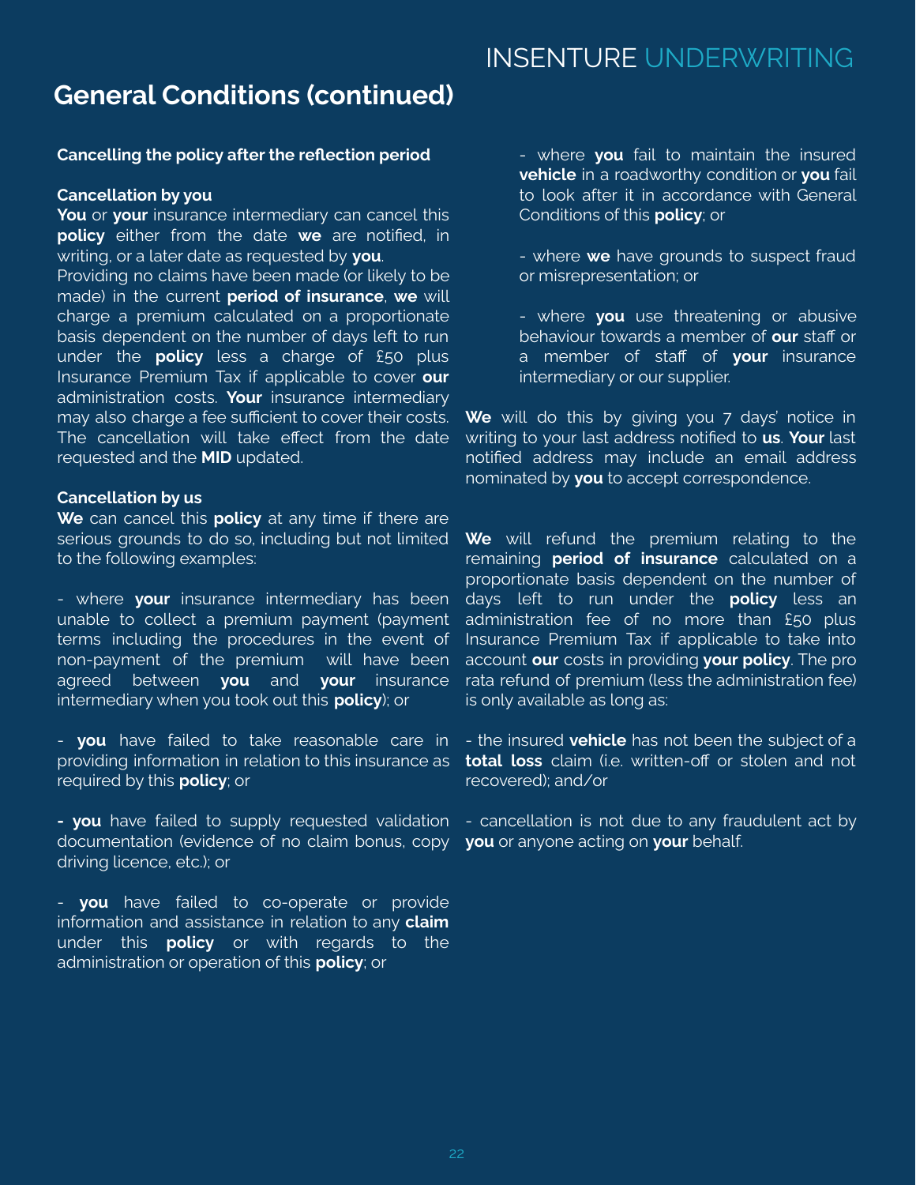## General Conditions (continued)

**Cancelling the policy after the reflection period**

**Cancellation by you**

**You** or **your** insurance intermediary can cancel this **policy** either from the date **we** are notified, in writing, or a later date as requested by **you**.

Providing no claims have been made (or likely to be made) in the current **period of insurance**, **we** will charge a premium calculated on a proportionate basis dependent on the number of days left to run under the **policy** less a charge of £50 plus Insurance Premium Tax if applicable to cover **our** administration costs. **Your** insurance intermediary may also charge a fee sufficient to cover their costs. The cancellation will take effect from the date requested and the **MID** updated.

**Cancellation by us**

**We** can cancel this **policy** at any time if there are serious grounds to do so, including but not limited to the following examples:

- where **your** insurance intermediary has been unable to collect a premium payment (payment terms including the procedures in the event of non-payment of the premium will have been agreed between **you** and **your** insurance intermediary when you took out this **policy**); or

- **you** have failed to take reasonable care in providing information in relation to this insurance as required by this **policy**; or

- **you** have failed to supply requested validation documentation (evidence of no claim bonus, copy driving licence, etc.); or

- **you** have failed to co-operate or provide information and assistance in relation to any **claim** under this **policy** or with regards to the administration or operation of this **policy**; or

- where **you** fail to maintain the insured **vehicle** in a roadworthy condition or **you** fail to look after it in accordance with General Conditions of this **policy**; or

- where **we** have grounds to suspect fraud or misrepresentation; or

- where **you** use threatening or abusive behaviour towards a member of **our** staff or a member of staff of **your** insurance intermediary or our supplier.

**We** will do this by giving you 7 days' notice in writing to your last address notified to **us**. **Your** last notified address may include an email address nominated by **you** to accept correspondence.

**We** will refund the premium relating to the remaining **period of insurance** calculated on a proportionate basis dependent on the number of days left to run under the **policy** less an administration fee of no more than £50 plus Insurance Premium Tax if applicable to take into account **our** costs in providing **your policy**. The pro rata refund of premium (less the administration fee) is only available as long as:

- the insured **vehicle** has not been the subject of a **total loss** claim (i.e. written-off or stolen and not recovered); and/or

- cancellation is not due to any fraudulent act by **you** or anyone acting on **your** behalf.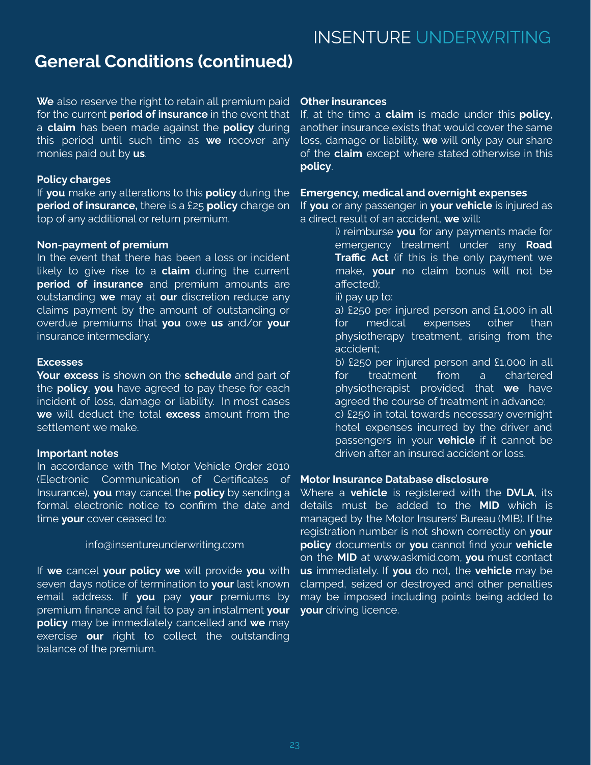## General Conditions (continued)

**We** also reserve the right to retain all premium paid for the current **period of insurance** in the event that a **claim** has been made against the **policy** during this period until such time as **we** recover any monies paid out by **us**.

**Policy charges**
If **you** make any alterations to this **policy** during the **period of insurance,** there is a £25 **policy** charge on top of any additional or return premium.

**Non-payment of premium**
In the event that there has been a loss or incident likely to give rise to a **claim** during the current **period of insurance** and premium amounts are outstanding **we** may at **our** discretion reduce any claims payment by the amount of outstanding or overdue premiums that **you** owe **us** and/or **your** insurance intermediary.

**Excesses**
**Your excess** is shown on the **schedule** and part of the **policy**, **you** have agreed to pay these for each incident of loss, damage or liability. In most cases **we** will deduct the total **excess** amount from the settlement we make.

**Important notes**
In accordance with The Motor Vehicle Order 2010 (Electronic Communication of Certificates of Insurance), **you** may cancel the **policy** by sending a formal electronic notice to confirm the date and time **your** cover ceased to:

info@insentureunderwriting.com

If **we** cancel **your policy we** will provide **you** with seven days notice of termination to **your** last known email address. If **you** pay **your** premiums by premium finance and fail to pay an instalment **your policy** may be immediately cancelled and **we** may exercise **our** right to collect the outstanding balance of the premium.

**Other insurances**
If, at the time a **claim** is made under this **policy**, another insurance exists that would cover the same loss, damage or liability, **we** will only pay our share of the **claim** except where stated otherwise in this **policy**.

**Emergency, medical and overnight expenses**
If **you** or any passenger in **your vehicle** is injured as a direct result of an accident, **we** will:

i) reimburse **you** for any payments made for emergency treatment under any **Road Traffic Act** (if this is the only payment we make, **your** no claim bonus will not be affected);

ii) pay up to:

a) £250 per injured person and £1,000 in all for medical expenses other than physiotherapy treatment, arising from the accident;

b) £250 per injured person and £1,000 in all for treatment from a chartered physiotherapist provided that **we** have agreed the course of treatment in advance;

c) £250 in total towards necessary overnight hotel expenses incurred by the driver and passengers in your **vehicle** if it cannot be driven after an insured accident or loss.

**Motor Insurance Database disclosure**
Where a **vehicle** is registered with the **DVLA**, its details must be added to the **MID** which is managed by the Motor Insurers' Bureau (MIB). If the registration number is not shown correctly on **your policy** documents or **you** cannot find your **vehicle** on the **MID** at www.askmid.com, **you** must contact **us** immediately. If **you** do not, the **vehicle** may be clamped, seized or destroyed and other penalties may be imposed including points being added to **your** driving licence.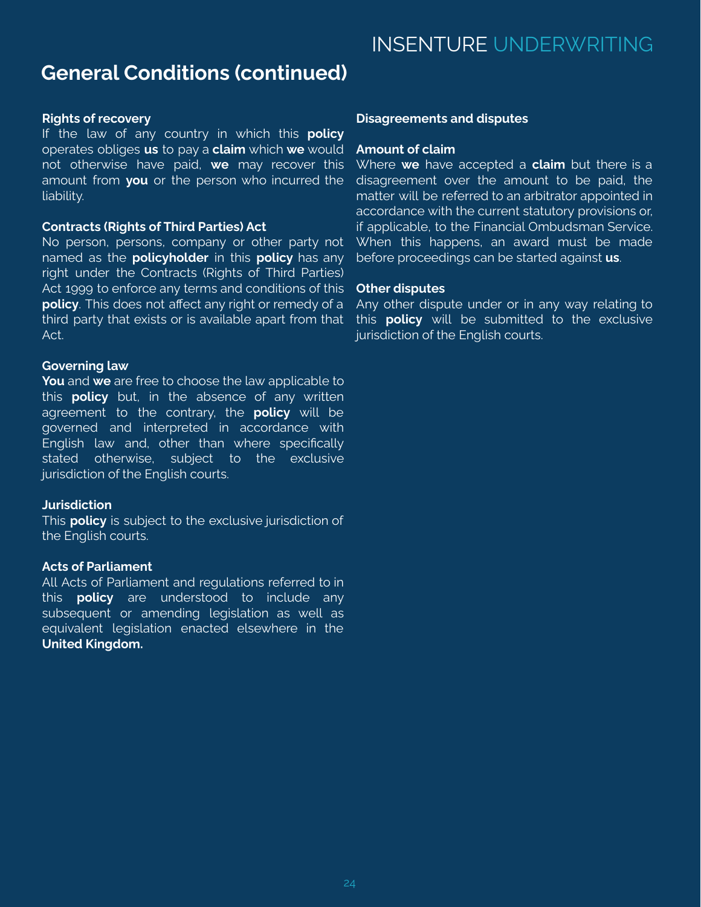## General Conditions (continued)

**Rights of recovery**
If the law of any country in which this **policy** operates obliges **us** to pay a **claim** which **we** would not otherwise have paid, **we** may recover this amount from **you** or the person who incurred the liability.

**Contracts (Rights of Third Parties) Act**
No person, persons, company or other party not named as the **policyholder** in this **policy** has any right under the Contracts (Rights of Third Parties) Act 1999 to enforce any terms and conditions of this **policy**. This does not affect any right or remedy of a third party that exists or is available apart from that Act.

**Governing law**
**You** and **we** are free to choose the law applicable to this **policy** but, in the absence of any written agreement to the contrary, the **policy** will be governed and interpreted in accordance with English law and, other than where specifically stated otherwise, subject to the exclusive jurisdiction of the English courts.

**Jurisdiction**
This **policy** is subject to the exclusive jurisdiction of the English courts.

**Acts of Parliament**
All Acts of Parliament and regulations referred to in this **policy** are understood to include any subsequent or amending legislation as well as equivalent legislation enacted elsewhere in the **United Kingdom.**

**Disagreements and disputes**

**Amount of claim**
Where **we** have accepted a **claim** but there is a disagreement over the amount to be paid, the matter will be referred to an arbitrator appointed in accordance with the current statutory provisions or, if applicable, to the Financial Ombudsman Service. When this happens, an award must be made before proceedings can be started against **us**.

**Other disputes**
Any other dispute under or in any way relating to this **policy** will be submitted to the exclusive jurisdiction of the English courts.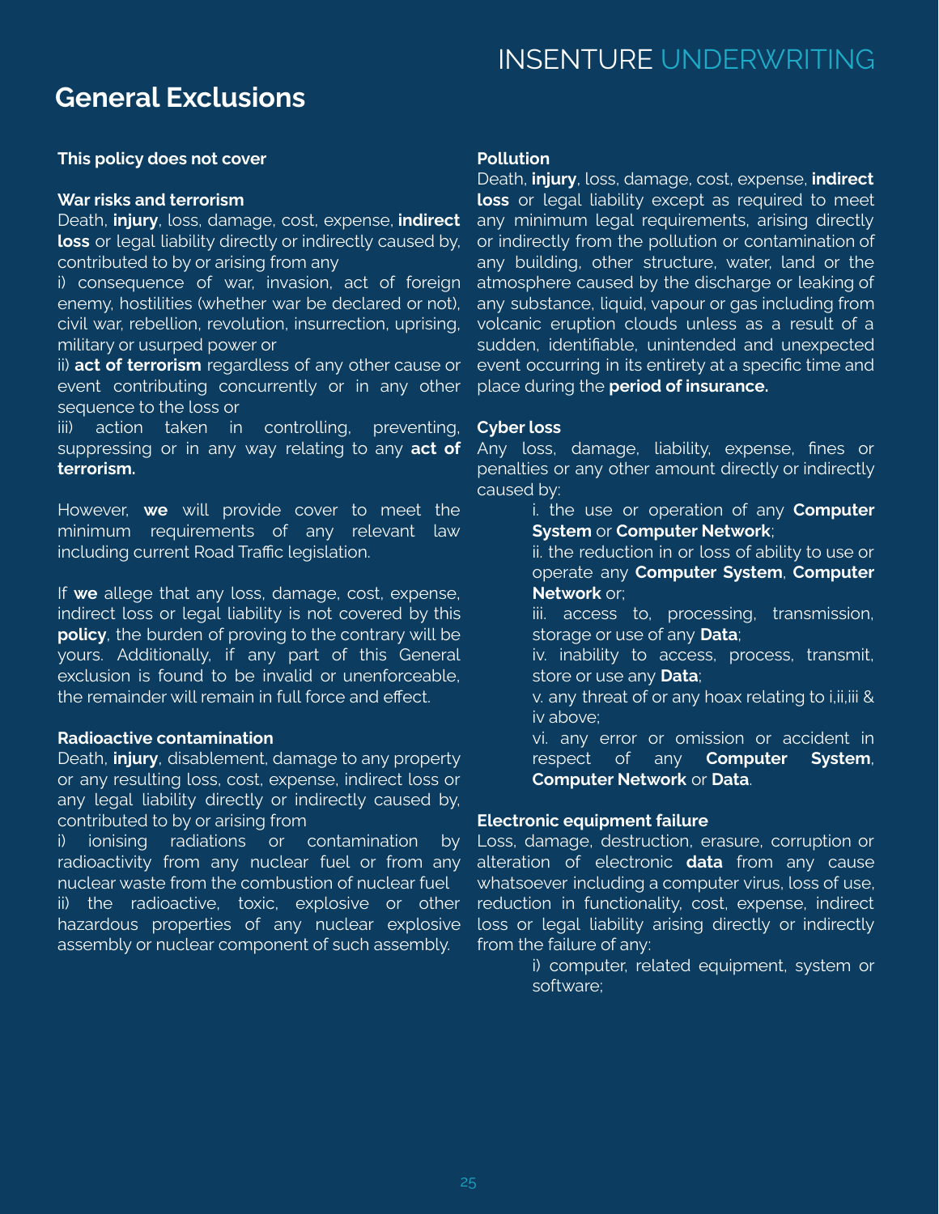## General Exclusions

**This policy does not cover**

**War risks and terrorism**

Death, **injury**, loss, damage, cost, expense, **indirect loss** or legal liability directly or indirectly caused by, contributed to by or arising from any

i) consequence of war, invasion, act of foreign enemy, hostilities (whether war be declared or not), civil war, rebellion, revolution, insurrection, uprising, military or usurped power or

ii) **act of terrorism** regardless of any other cause or event contributing concurrently or in any other sequence to the loss or

iii) action taken in controlling, preventing, suppressing or in any way relating to any **act of terrorism.**

However, **we** will provide cover to meet the minimum requirements of any relevant law including current Road Traffic legislation.

If **we** allege that any loss, damage, cost, expense, indirect loss or legal liability is not covered by this **policy**, the burden of proving to the contrary will be yours. Additionally, if any part of this General exclusion is found to be invalid or unenforceable, the remainder will remain in full force and effect.

**Radioactive contamination**

Death, **injury**, disablement, damage to any property or any resulting loss, cost, expense, indirect loss or any legal liability directly or indirectly caused by, contributed to by or arising from

i) ionising radiations or contamination by radioactivity from any nuclear fuel or from any nuclear waste from the combustion of nuclear fuel

ii) the radioactive, toxic, explosive or other hazardous properties of any nuclear explosive assembly or nuclear component of such assembly.

**Pollution**

Death, **injury**, loss, damage, cost, expense, **indirect loss** or legal liability except as required to meet any minimum legal requirements, arising directly or indirectly from the pollution or contamination of any building, other structure, water, land or the atmosphere caused by the discharge or leaking of any substance, liquid, vapour or gas including from volcanic eruption clouds unless as a result of a sudden, identifiable, unintended and unexpected event occurring in its entirety at a specific time and place during the **period of insurance.**

**Cyber loss**

Any loss, damage, liability, expense, fines or penalties or any other amount directly or indirectly caused by:

i. the use or operation of any **Computer System** or **Computer Network**;

ii. the reduction in or loss of ability to use or operate any **Computer System**, **Computer Network** or;

iii. access to, processing, transmission, storage or use of any **Data**;

iv. inability to access, process, transmit, store or use any **Data**;

v. any threat of or any hoax relating to i,ii,iii & iv above;

vi. any error or omission or accident in respect of any **Computer System**, **Computer Network** or **Data**.

**Electronic equipment failure**

Loss, damage, destruction, erasure, corruption or alteration of electronic **data** from any cause whatsoever including a computer virus, loss of use, reduction in functionality, cost, expense, indirect loss or legal liability arising directly or indirectly from the failure of any:

i) computer, related equipment, system or software;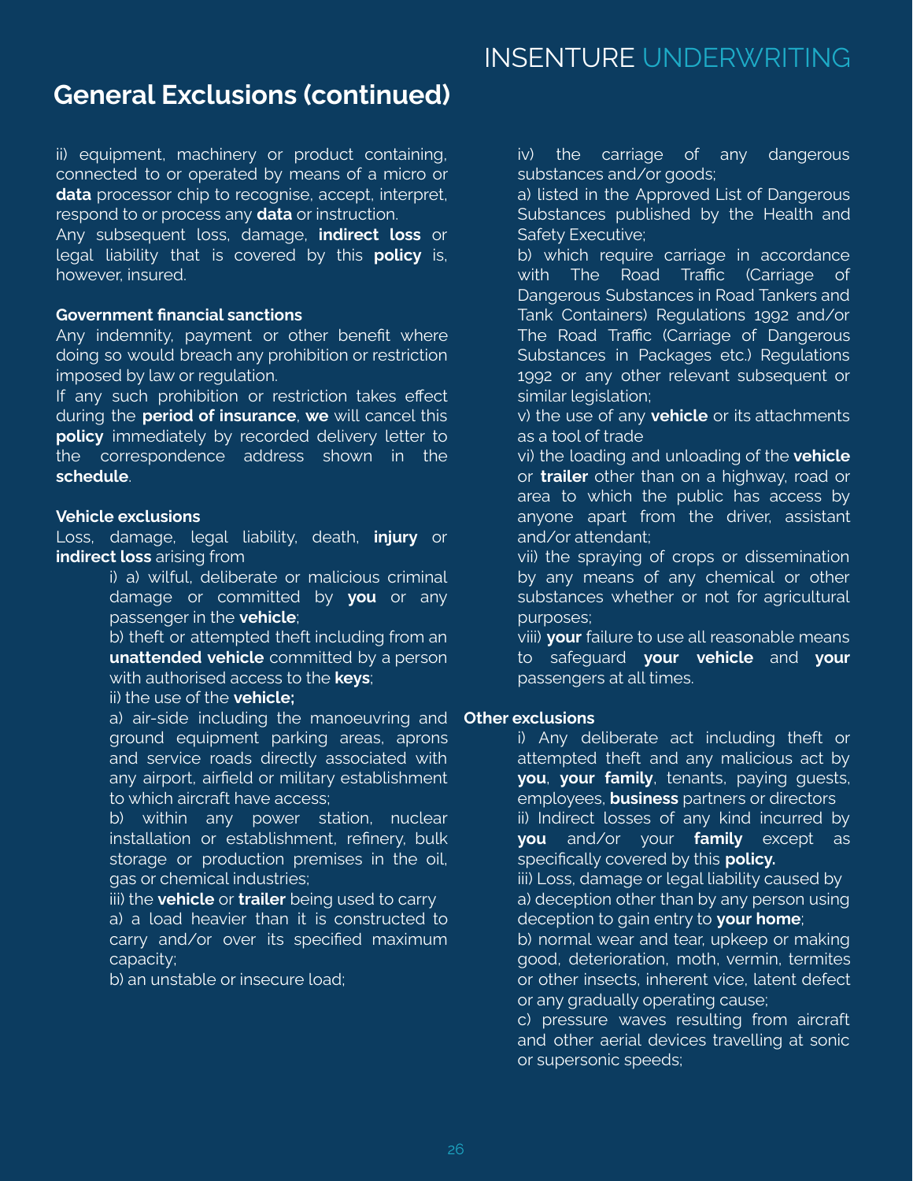## General Exclusions (continued)

ii) equipment, machinery or product containing, connected to or operated by means of a micro or **data** processor chip to recognise, accept, interpret, respond to or process any **data** or instruction.

Any subsequent loss, damage, **indirect loss** or legal liability that is covered by this **policy** is, however, insured.

**Government financial sanctions**

Any indemnity, payment or other benefit where doing so would breach any prohibition or restriction imposed by law or regulation.

If any such prohibition or restriction takes effect during the **period of insurance**, **we** will cancel this **policy** immediately by recorded delivery letter to the correspondence address shown in the **schedule**.

**Vehicle exclusions**

Loss, damage, legal liability, death, **injury** or **indirect loss** arising from

i) a) wilful, deliberate or malicious criminal damage or committed by **you** or any passenger in the **vehicle**;

b) theft or attempted theft including from an **unattended vehicle** committed by a person with authorised access to the **keys**;

ii) the use of the **vehicle;**

a) air-side including the manoeuvring and ground equipment parking areas, aprons and service roads directly associated with any airport, airfield or military establishment to which aircraft have access;

b) within any power station, nuclear installation or establishment, refinery, bulk storage or production premises in the oil, gas or chemical industries;

iii) the **vehicle** or **trailer** being used to carry

a) a load heavier than it is constructed to carry and/or over its specified maximum capacity;

b) an unstable or insecure load;

iv) the carriage of any dangerous substances and/or goods;

a) listed in the Approved List of Dangerous Substances published by the Health and Safety Executive;

b) which require carriage in accordance with The Road Traffic (Carriage of Dangerous Substances in Road Tankers and Tank Containers) Regulations 1992 and/or The Road Traffic (Carriage of Dangerous Substances in Packages etc.) Regulations 1992 or any other relevant subsequent or similar legislation;

v) the use of any **vehicle** or its attachments as a tool of trade

vi) the loading and unloading of the **vehicle** or **trailer** other than on a highway, road or area to which the public has access by anyone apart from the driver, assistant and/or attendant;

vii) the spraying of crops or dissemination by any means of any chemical or other substances whether or not for agricultural purposes;

viii) **your** failure to use all reasonable means to safeguard **your vehicle** and **your** passengers at all times.

**Other exclusions**

i) Any deliberate act including theft or attempted theft and any malicious act by **you**, **your family**, tenants, paying guests, employees, **business** partners or directors

ii) Indirect losses of any kind incurred by **you** and/or your **family** except as specifically covered by this **policy.**

iii) Loss, damage or legal liability caused by

a) deception other than by any person using deception to gain entry to **your home**;

b) normal wear and tear, upkeep or making good, deterioration, moth, vermin, termites or other insects, inherent vice, latent defect or any gradually operating cause;

c) pressure waves resulting from aircraft and other aerial devices travelling at sonic or supersonic speeds;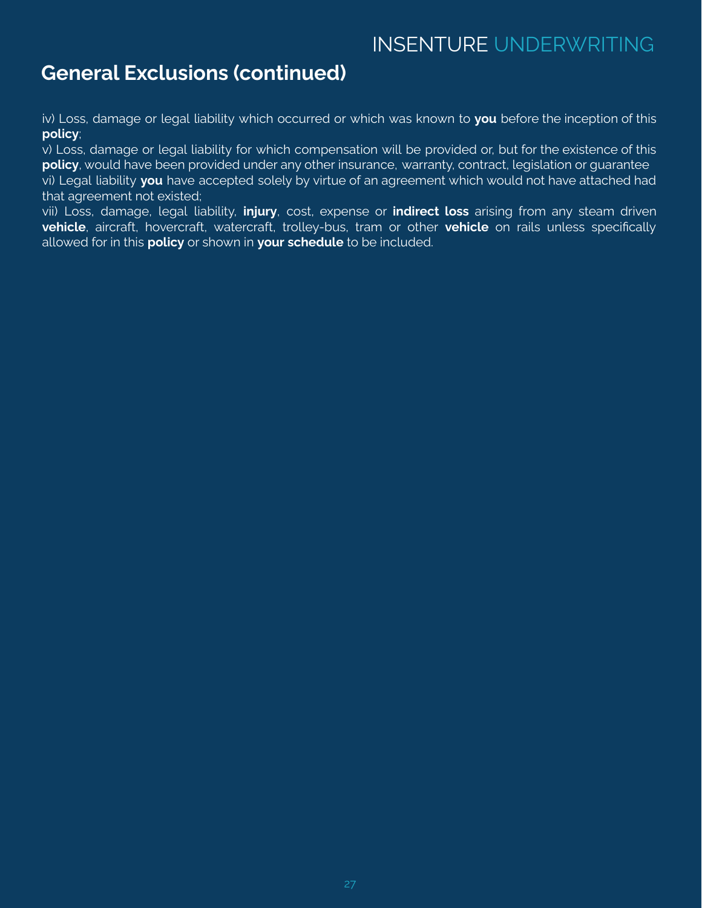## General Exclusions (continued)

iv) Loss, damage or legal liability which occurred or which was known to **you** before the inception of this **policy**;

v) Loss, damage or legal liability for which compensation will be provided or, but for the existence of this **policy**, would have been provided under any other insurance, warranty, contract, legislation or guarantee

vi) Legal liability **you** have accepted solely by virtue of an agreement which would not have attached had that agreement not existed;

vii) Loss, damage, legal liability, **injury**, cost, expense or **indirect loss** arising from any steam driven **vehicle**, aircraft, hovercraft, watercraft, trolley-bus, tram or other **vehicle** on rails unless specifically allowed for in this **policy** or shown in **your schedule** to be included.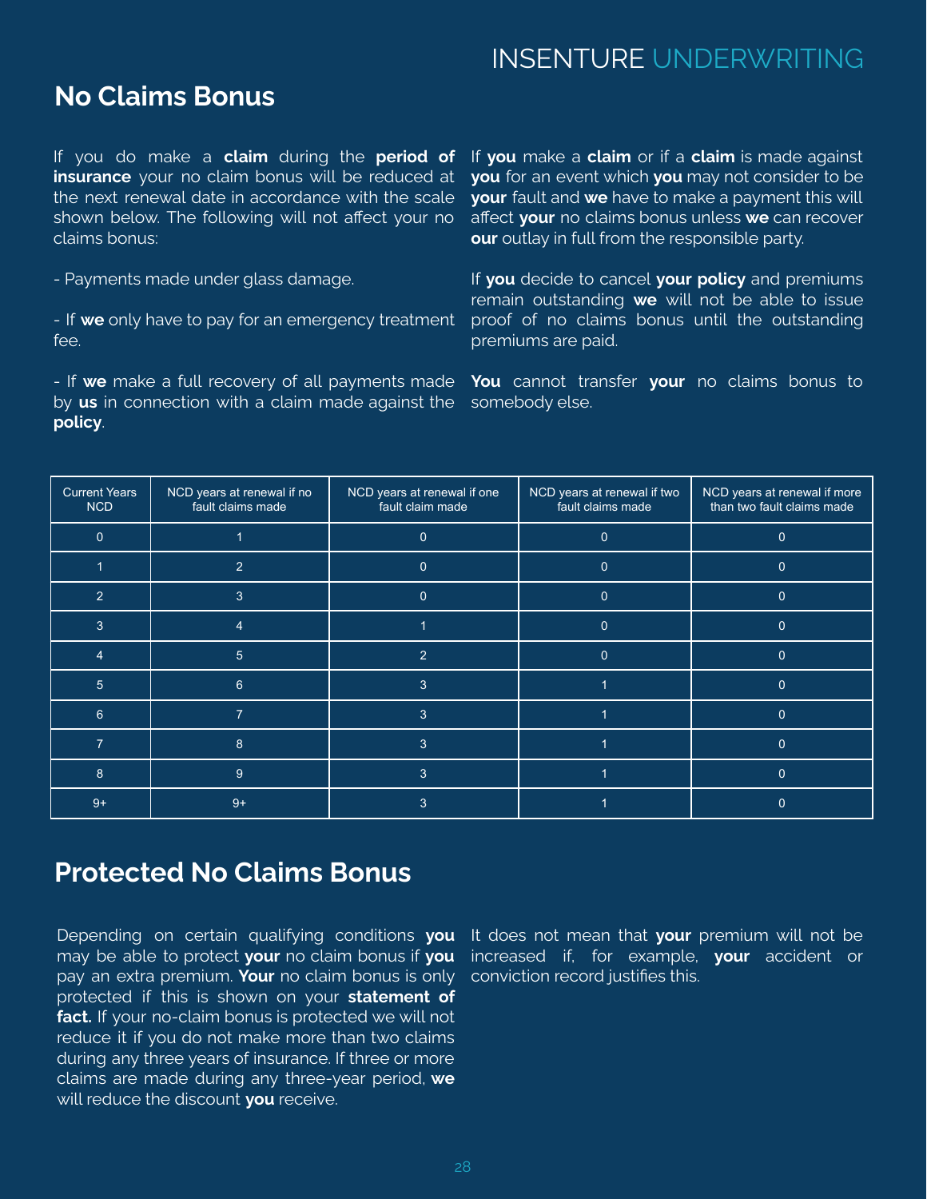## No Claims Bonus

If you do make a **claim** during the **period of insurance** your no claim bonus will be reduced at the next renewal date in accordance with the scale shown below. The following will not affect your no claims bonus:

- Payments made under glass damage.

- If **we** only have to pay for an emergency treatment fee.

- If **we** make a full recovery of all payments made by **us** in connection with a claim made against the **policy**.

If **you** make a **claim** or if a **claim** is made against **you** for an event which **you** may not consider to be **your** fault and **we** have to make a payment this will affect **your** no claims bonus unless **we** can recover **our** outlay in full from the responsible party.

If **you** decide to cancel **your policy** and premiums remain outstanding **we** will not be able to issue proof of no claims bonus until the outstanding premiums are paid.

**You** cannot transfer **your** no claims bonus to somebody else.

| Current Years NCD | NCD years at renewal if no fault claims made | NCD years at renewal if one fault claim made | NCD years at renewal if two fault claims made | NCD years at renewal if more than two fault claims made |
|---|---|---|---|---|
| 0 | 1 | 0 | 0 | 0 |
| 1 | 2 | 0 | 0 | 0 |
| 2 | 3 | 0 | 0 | 0 |
| 3 | 4 | 1 | 0 | 0 |
| 4 | 5 | 2 | 0 | 0 |
| 5 | 6 | 3 | 1 | 0 |
| 6 | 7 | 3 | 1 | 0 |
| 7 | 8 | 3 | 1 | 0 |
| 8 | 9 | 3 | 1 | 0 |
| 9+ | 9+ | 3 | 1 | 0 |

## Protected No Claims Bonus

Depending on certain qualifying conditions **you** may be able to protect **your** no claim bonus if **you** pay an extra premium. **Your** no claim bonus is only protected if this is shown on your **statement of fact.** If your no-claim bonus is protected we will not reduce it if you do not make more than two claims during any three years of insurance. If three or more claims are made during any three-year period, **we** will reduce the discount **you** receive.

It does not mean that **your** premium will not be increased if, for example, **your** accident or conviction record justifies this.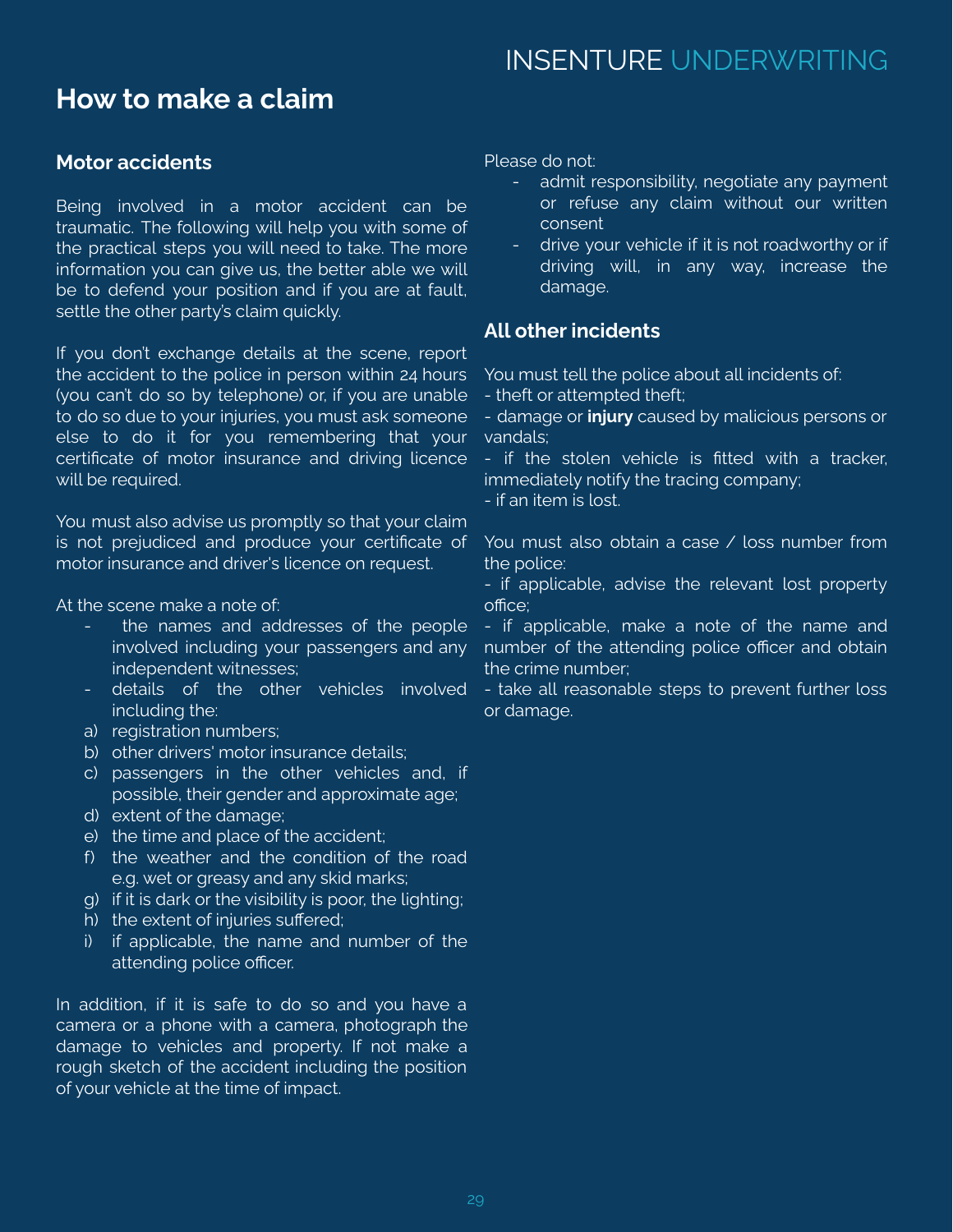# How to make a claim

## Motor accidents

Being involved in a motor accident can be traumatic. The following will help you with some of the practical steps you will need to take. The more information you can give us, the better able we will be to defend your position and if you are at fault, settle the other party's claim quickly.

If you don't exchange details at the scene, report the accident to the police in person within 24 hours (you can't do so by telephone) or, if you are unable to do so due to your injuries, you must ask someone else to do it for you remembering that your certificate of motor insurance and driving licence will be required.

You must also advise us promptly so that your claim is not prejudiced and produce your certificate of motor insurance and driver's licence on request.

At the scene make a note of:

- the names and addresses of the people involved including your passengers and any independent witnesses;
- details of the other vehicles involved including the:
  a) registration numbers;
  b) other drivers' motor insurance details;
  c) passengers in the other vehicles and, if possible, their gender and approximate age;
  d) extent of the damage;
  e) the time and place of the accident;
  f) the weather and the condition of the road e.g. wet or greasy and any skid marks;
  g) if it is dark or the visibility is poor, the lighting;
  h) the extent of injuries suffered;
  i) if applicable, the name and number of the attending police officer.

In addition, if it is safe to do so and you have a camera or a phone with a camera, photograph the damage to vehicles and property. If not make a rough sketch of the accident including the position of your vehicle at the time of impact.

Please do not:

- admit responsibility, negotiate any payment or refuse any claim without our written consent
- drive your vehicle if it is not roadworthy or if driving will, in any way, increase the damage.

## All other incidents

You must tell the police about all incidents of:

- theft or attempted theft;
- damage or **injury** caused by malicious persons or vandals;
- if the stolen vehicle is fitted with a tracker, immediately notify the tracing company;
- if an item is lost.

You must also obtain a case / loss number from the police:

- if applicable, advise the relevant lost property office;
- if applicable, make a note of the name and number of the attending police officer and obtain the crime number;
- take all reasonable steps to prevent further loss or damage.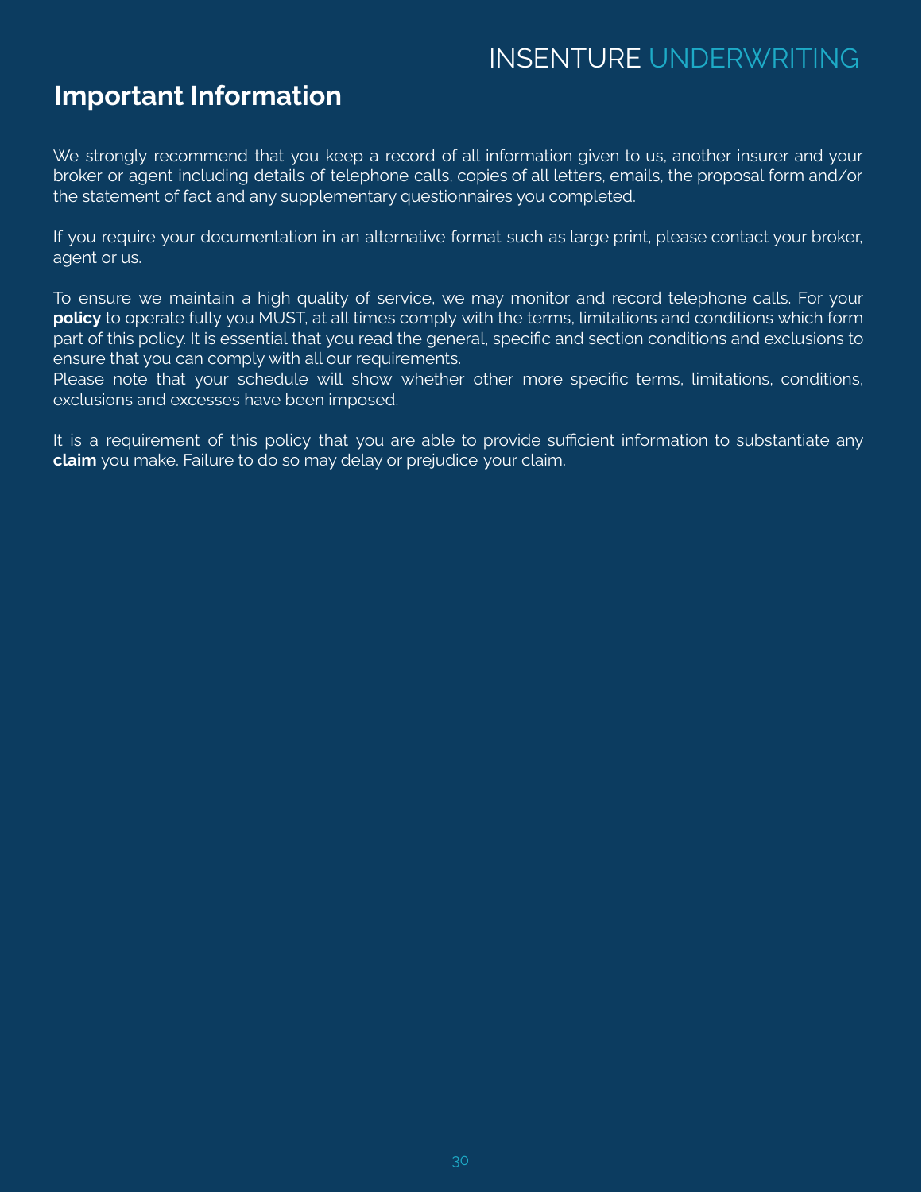## Important Information

We strongly recommend that you keep a record of all information given to us, another insurer and your broker or agent including details of telephone calls, copies of all letters, emails, the proposal form and/or the statement of fact and any supplementary questionnaires you completed.

If you require your documentation in an alternative format such as large print, please contact your broker, agent or us.

To ensure we maintain a high quality of service, we may monitor and record telephone calls. For your **policy** to operate fully you MUST, at all times comply with the terms, limitations and conditions which form part of this policy. It is essential that you read the general, specific and section conditions and exclusions to ensure that you can comply with all our requirements.
Please note that your schedule will show whether other more specific terms, limitations, conditions, exclusions and excesses have been imposed.

It is a requirement of this policy that you are able to provide sufficient information to substantiate any **claim** you make. Failure to do so may delay or prejudice your claim.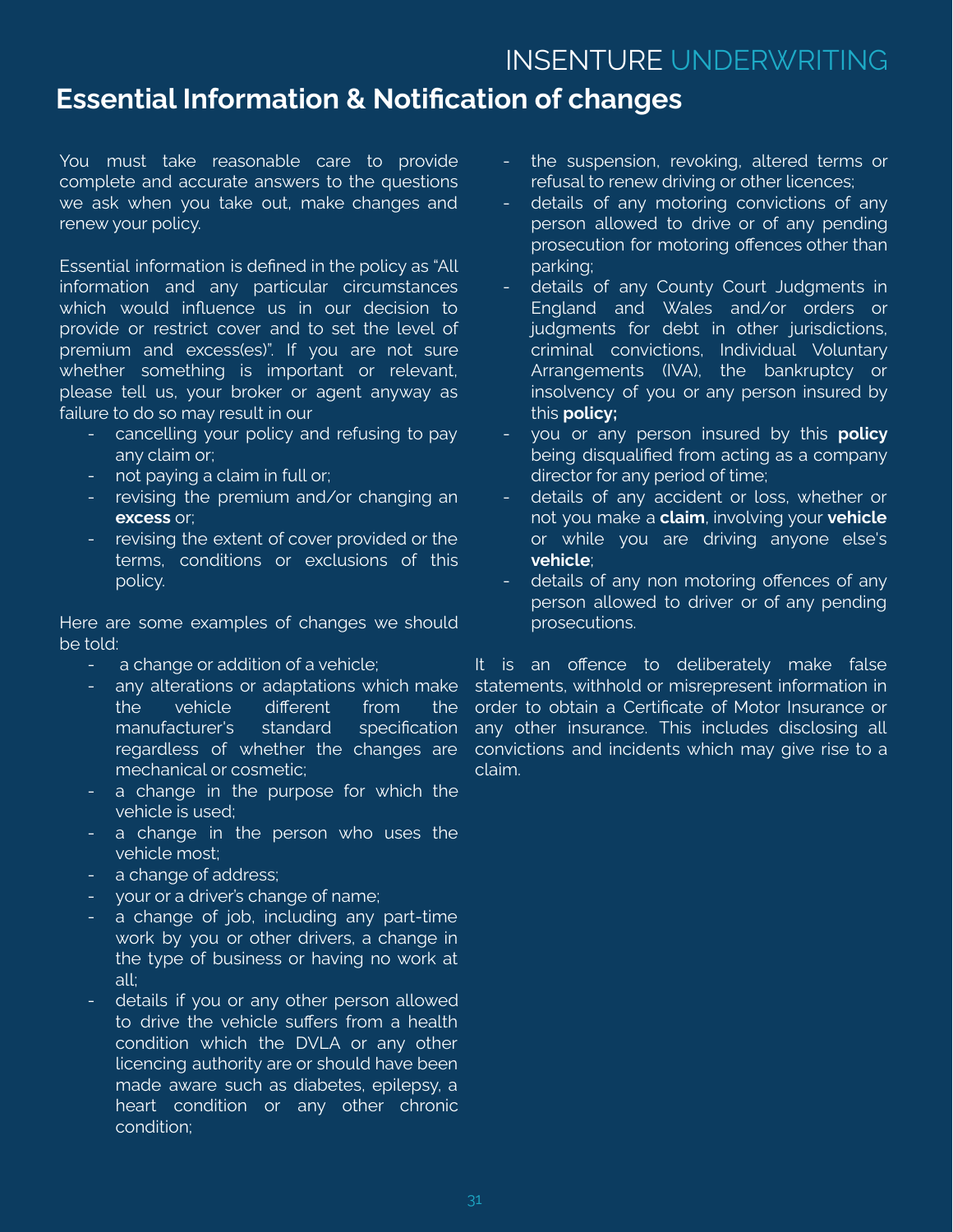## Essential Information & Notification of changes

You must take reasonable care to provide complete and accurate answers to the questions we ask when you take out, make changes and renew your policy.

Essential information is defined in the policy as "All information and any particular circumstances which would influence us in our decision to provide or restrict cover and to set the level of premium and excess(es)". If you are not sure whether something is important or relevant, please tell us, your broker or agent anyway as failure to do so may result in our

- cancelling your policy and refusing to pay any claim or;
- not paying a claim in full or;
- revising the premium and/or changing an **excess** or;
- revising the extent of cover provided or the terms, conditions or exclusions of this policy.

Here are some examples of changes we should be told:

- a change or addition of a vehicle;
- any alterations or adaptations which make the vehicle different from the manufacturer's standard specification regardless of whether the changes are mechanical or cosmetic;
- a change in the purpose for which the vehicle is used;
- a change in the person who uses the vehicle most;
- a change of address;
- your or a driver's change of name;
- a change of job, including any part-time work by you or other drivers, a change in the type of business or having no work at all;
- details if you or any other person allowed to drive the vehicle suffers from a health condition which the DVLA or any other licencing authority are or should have been made aware such as diabetes, epilepsy, a heart condition or any other chronic condition;
- the suspension, revoking, altered terms or refusal to renew driving or other licences;
- details of any motoring convictions of any person allowed to drive or of any pending prosecution for motoring offences other than parking;
- details of any County Court Judgments in England and Wales and/or orders or judgments for debt in other jurisdictions, criminal convictions, Individual Voluntary Arrangements (IVA), the bankruptcy or insolvency of you or any person insured by this **policy;**
- you or any person insured by this **policy** being disqualified from acting as a company director for any period of time;
- details of any accident or loss, whether or not you make a **claim**, involving your **vehicle** or while you are driving anyone else's **vehicle**;
- details of any non motoring offences of any person allowed to driver or of any pending prosecutions.

It is an offence to deliberately make false statements, withhold or misrepresent information in order to obtain a Certificate of Motor Insurance or any other insurance. This includes disclosing all convictions and incidents which may give rise to a claim.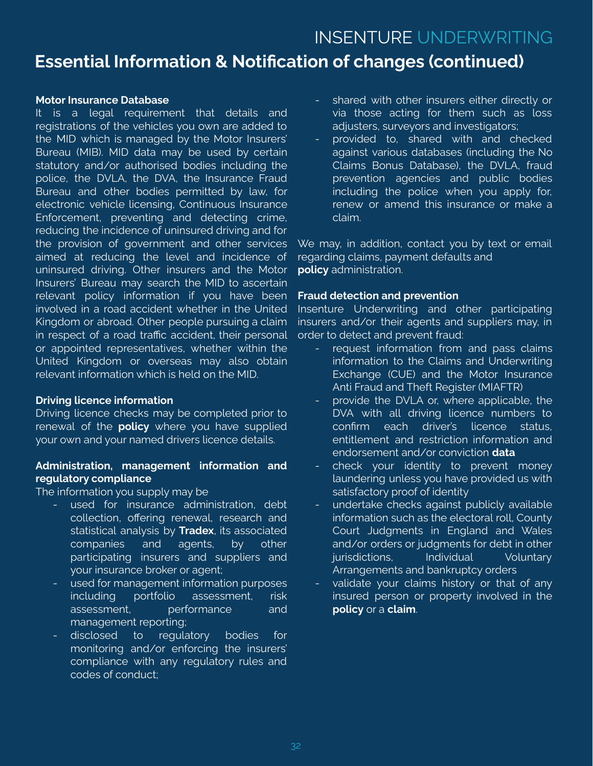## Essential Information & Notification of changes (continued)

**Motor Insurance Database**
It is a legal requirement that details and registrations of the vehicles you own are added to the MID which is managed by the Motor Insurers' Bureau (MIB). MID data may be used by certain statutory and/or authorised bodies including the police, the DVLA, the DVA, the Insurance Fraud Bureau and other bodies permitted by law, for electronic vehicle licensing, Continuous Insurance Enforcement, preventing and detecting crime, reducing the incidence of uninsured driving and for the provision of government and other services aimed at reducing the level and incidence of uninsured driving. Other insurers and the Motor Insurers' Bureau may search the MID to ascertain relevant policy information if you have been involved in a road accident whether in the United Kingdom or abroad. Other people pursuing a claim in respect of a road traffic accident, their personal or appointed representatives, whether within the United Kingdom or overseas may also obtain relevant information which is held on the MID.

**Driving licence information**
Driving licence checks may be completed prior to renewal of the **policy** where you have supplied your own and your named drivers licence details.

**Administration, management information and regulatory compliance**
The information you supply may be

- used for insurance administration, debt collection, offering renewal, research and statistical analysis by **Tradex**, its associated companies and agents, by other participating insurers and suppliers and your insurance broker or agent;
- used for management information purposes including portfolio assessment, risk assessment, performance and management reporting;
- disclosed to regulatory bodies for monitoring and/or enforcing the insurers' compliance with any regulatory rules and codes of conduct;
- shared with other insurers either directly or via those acting for them such as loss adjusters, surveyors and investigators;
- provided to, shared with and checked against various databases (including the No Claims Bonus Database), the DVLA, fraud prevention agencies and public bodies including the police when you apply for, renew or amend this insurance or make a claim.

We may, in addition, contact you by text or email regarding claims, payment defaults and **policy** administration.

**Fraud detection and prevention**
Insenture Underwriting and other participating insurers and/or their agents and suppliers may, in order to detect and prevent fraud:

- request information from and pass claims information to the Claims and Underwriting Exchange (CUE) and the Motor Insurance Anti Fraud and Theft Register (MIAFTR)
- provide the DVLA or, where applicable, the DVA with all driving licence numbers to confirm each driver's licence status, entitlement and restriction information and endorsement and/or conviction **data**
- check your identity to prevent money laundering unless you have provided us with satisfactory proof of identity
- undertake checks against publicly available information such as the electoral roll, County Court Judgments in England and Wales and/or orders or judgments for debt in other jurisdictions, Individual Voluntary Arrangements and bankruptcy orders
- validate your claims history or that of any insured person or property involved in the **policy** or a **claim**.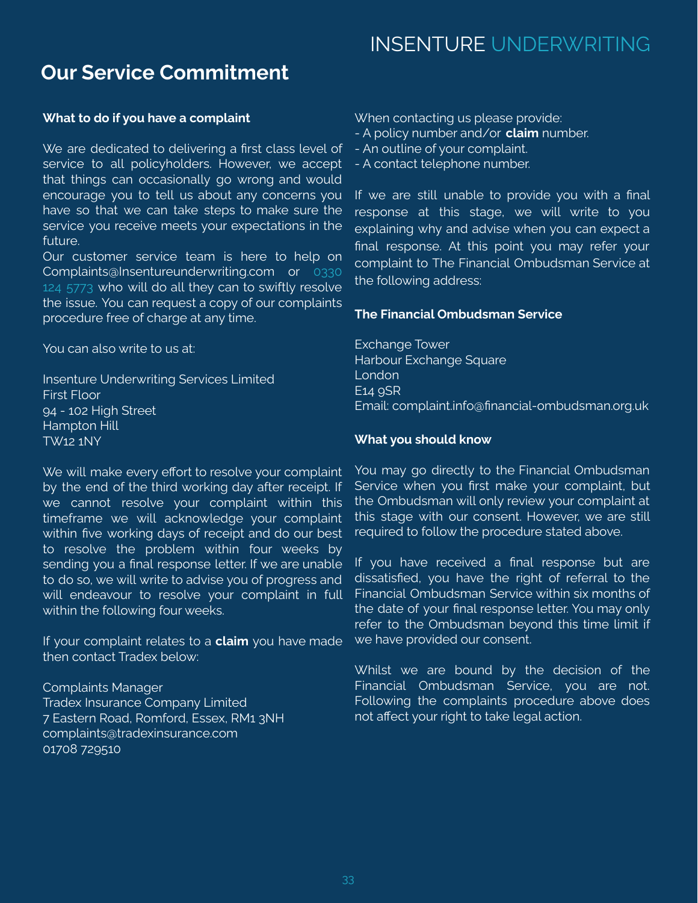## Our Service Commitment

**What to do if you have a complaint**

We are dedicated to delivering a first class level of service to all policyholders. However, we accept that things can occasionally go wrong and would encourage you to tell us about any concerns you have so that we can take steps to make sure the service you receive meets your expectations in the future.
Our customer service team is here to help on Complaints@Insentureunderwriting.com or 0330 124 5773 who will do all they can to swiftly resolve the issue. You can request a copy of our complaints procedure free of charge at any time.

You can also write to us at:

Insenture Underwriting Services Limited
First Floor
94 - 102 High Street
Hampton Hill
TW12 1NY

We will make every effort to resolve your complaint by the end of the third working day after receipt. If we cannot resolve your complaint within this timeframe we will acknowledge your complaint within five working days of receipt and do our best to resolve the problem within four weeks by sending you a final response letter. If we are unable to do so, we will write to advise you of progress and will endeavour to resolve your complaint in full within the following four weeks.

If your complaint relates to a **claim** you have made then contact Tradex below:

Complaints Manager
Tradex Insurance Company Limited
7 Eastern Road, Romford, Essex, RM1 3NH
complaints@tradexinsurance.com
01708 729510

When contacting us please provide:
- A policy number and/or **claim** number.
- An outline of your complaint.
- A contact telephone number.

If we are still unable to provide you with a final response at this stage, we will write to you explaining why and advise when you can expect a final response. At this point you may refer your complaint to The Financial Ombudsman Service at the following address:

**The Financial Ombudsman Service**

Exchange Tower
Harbour Exchange Square
London
E14 9SR
Email: complaint.info@financial-ombudsman.org.uk

**What you should know**

You may go directly to the Financial Ombudsman Service when you first make your complaint, but the Ombudsman will only review your complaint at this stage with our consent. However, we are still required to follow the procedure stated above.

If you have received a final response but are dissatisfied, you have the right of referral to the Financial Ombudsman Service within six months of the date of your final response letter. You may only refer to the Ombudsman beyond this time limit if we have provided our consent.

Whilst we are bound by the decision of the Financial Ombudsman Service, you are not. Following the complaints procedure above does not affect your right to take legal action.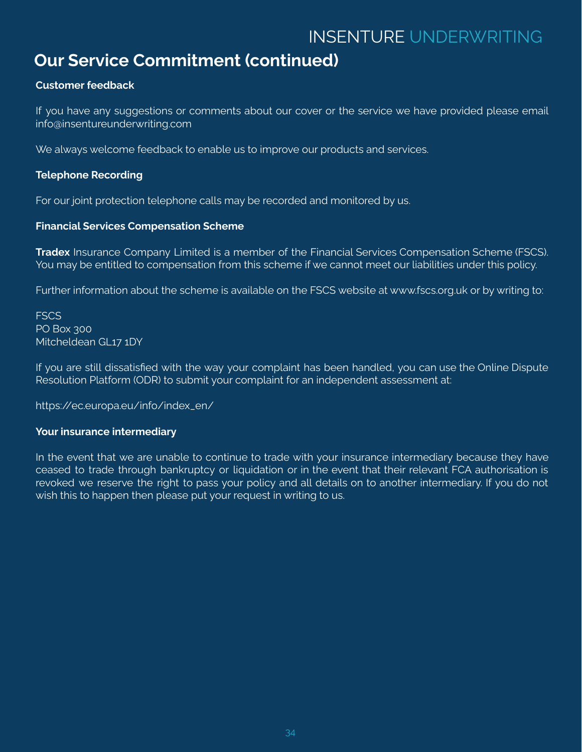## Our Service Commitment (continued)

**Customer feedback**

If you have any suggestions or comments about our cover or the service we have provided please email info@insentureunderwriting.com

We always welcome feedback to enable us to improve our products and services.

**Telephone Recording**

For our joint protection telephone calls may be recorded and monitored by us.

**Financial Services Compensation Scheme**

**Tradex** Insurance Company Limited is a member of the Financial Services Compensation Scheme (FSCS). You may be entitled to compensation from this scheme if we cannot meet our liabilities under this policy.

Further information about the scheme is available on the FSCS website at www.fscs.org.uk or by writing to:

FSCS
PO Box 300
Mitcheldean GL17 1DY

If you are still dissatisfied with the way your complaint has been handled, you can use the Online Dispute Resolution Platform (ODR) to submit your complaint for an independent assessment at:

https://ec.europa.eu/info/index_en/

**Your insurance intermediary**

In the event that we are unable to continue to trade with your insurance intermediary because they have ceased to trade through bankruptcy or liquidation or in the event that their relevant FCA authorisation is revoked we reserve the right to pass your policy and all details on to another intermediary. If you do not wish this to happen then please put your request in writing to us.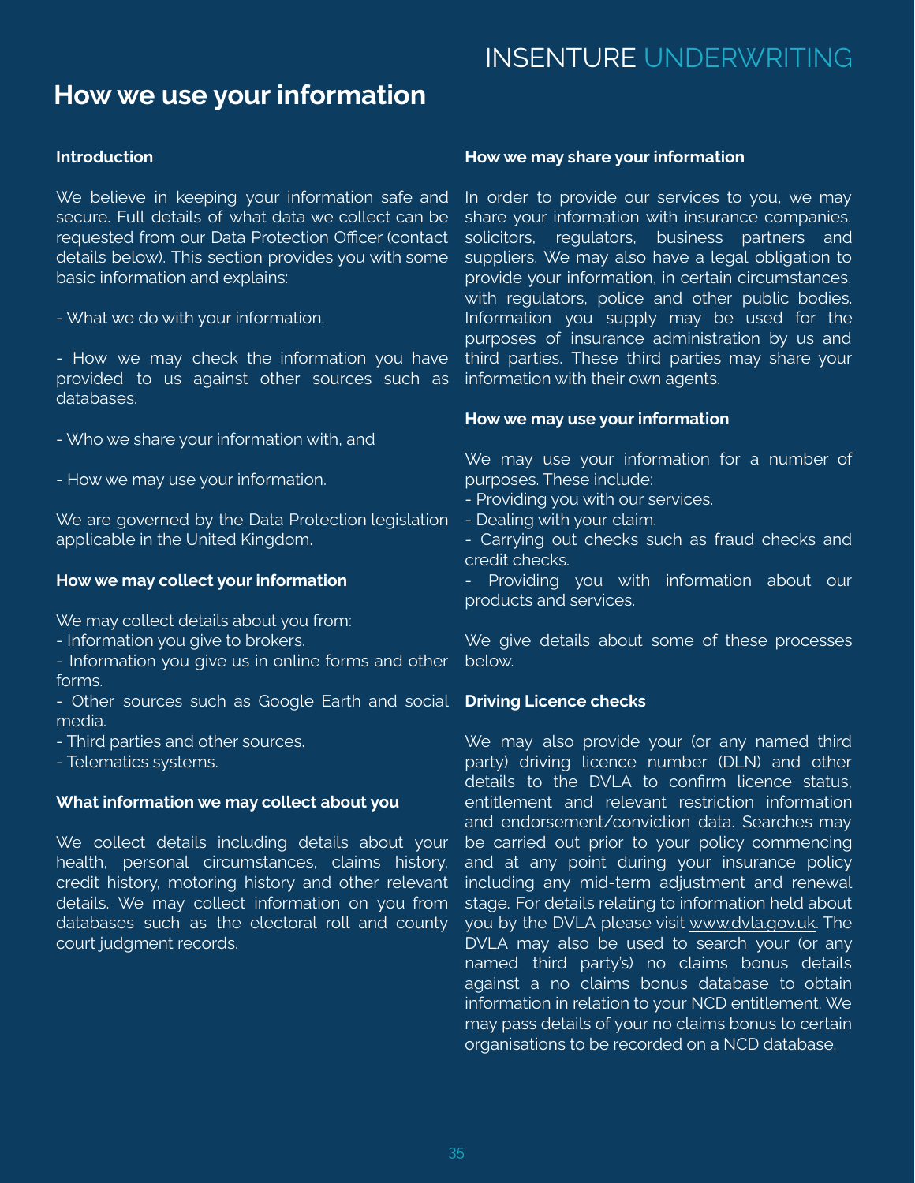# How we use your information

**Introduction**

We believe in keeping your information safe and secure. Full details of what data we collect can be requested from our Data Protection Officer (contact details below). This section provides you with some basic information and explains:

- What we do with your information.

- How we may check the information you have provided to us against other sources such as databases.

- Who we share your information with, and

- How we may use your information.

We are governed by the Data Protection legislation applicable in the United Kingdom.

**How we may collect your information**

We may collect details about you from:
- Information you give to brokers.
- Information you give us in online forms and other forms.
- Other sources such as Google Earth and social media.
- Third parties and other sources.
- Telematics systems.

**What information we may collect about you**

We collect details including details about your health, personal circumstances, claims history, credit history, motoring history and other relevant details. We may collect information on you from databases such as the electoral roll and county court judgment records.

**How we may share your information**

In order to provide our services to you, we may share your information with insurance companies, solicitors, regulators, business partners and suppliers. We may also have a legal obligation to provide your information, in certain circumstances, with regulators, police and other public bodies. Information you supply may be used for the purposes of insurance administration by us and third parties. These third parties may share your information with their own agents.

**How we may use your information**

We may use your information for a number of purposes. These include:
- Providing you with our services.
- Dealing with your claim.
- Carrying out checks such as fraud checks and credit checks.
- Providing you with information about our products and services.

We give details about some of these processes below.

**Driving Licence checks**

We may also provide your (or any named third party) driving licence number (DLN) and other details to the DVLA to confirm licence status, entitlement and relevant restriction information and endorsement/conviction data. Searches may be carried out prior to your policy commencing and at any point during your insurance policy including any mid-term adjustment and renewal stage. For details relating to information held about you by the DVLA please visit www.dvla.gov.uk. The DVLA may also be used to search your (or any named third party's) no claims bonus details against a no claims bonus database to obtain information in relation to your NCD entitlement. We may pass details of your no claims bonus to certain organisations to be recorded on a NCD database.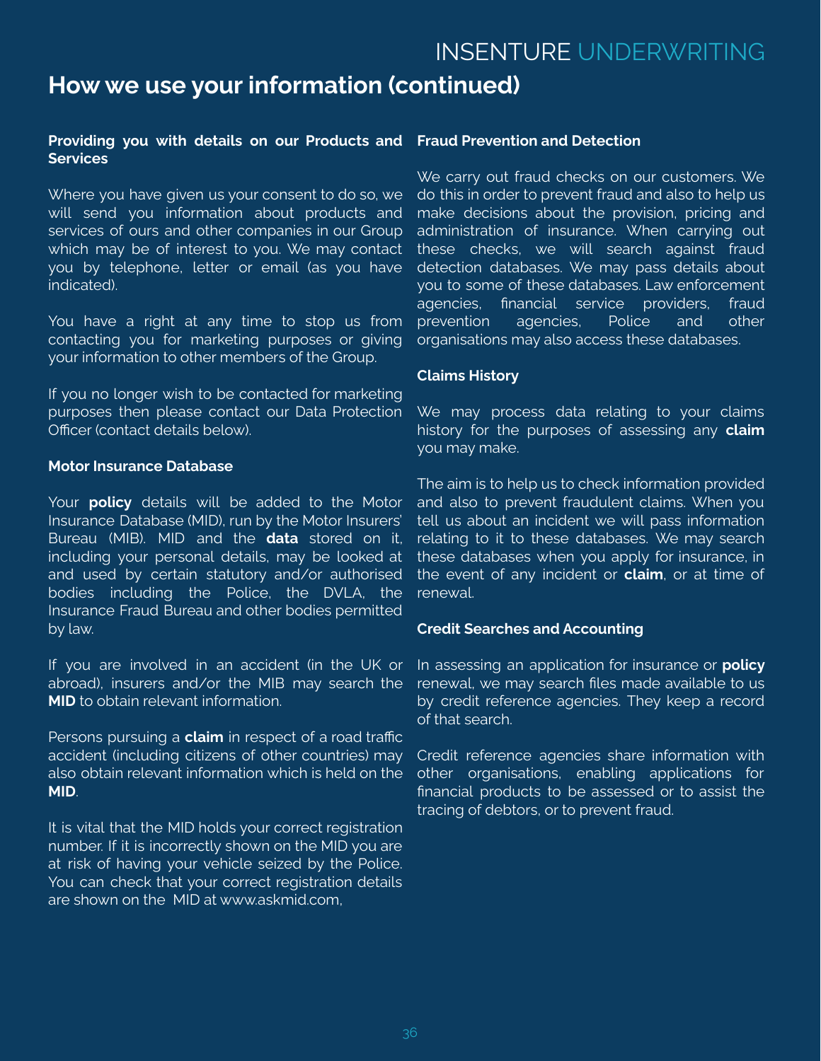## How we use your information (continued)

**Providing you with details on our Products and Services**

Where you have given us your consent to do so, we will send you information about products and services of ours and other companies in our Group which may be of interest to you. We may contact you by telephone, letter or email (as you have indicated).

You have a right at any time to stop us from contacting you for marketing purposes or giving your information to other members of the Group.

If you no longer wish to be contacted for marketing purposes then please contact our Data Protection Officer (contact details below).

**Motor Insurance Database**

Your **policy** details will be added to the Motor Insurance Database (MID), run by the Motor Insurers' Bureau (MIB). MID and the **data** stored on it, including your personal details, may be looked at and used by certain statutory and/or authorised bodies including the Police, the DVLA, the Insurance Fraud Bureau and other bodies permitted by law.

If you are involved in an accident (in the UK or abroad), insurers and/or the MIB may search the **MID** to obtain relevant information.

Persons pursuing a **claim** in respect of a road traffic accident (including citizens of other countries) may also obtain relevant information which is held on the **MID**.

It is vital that the MID holds your correct registration number. If it is incorrectly shown on the MID you are at risk of having your vehicle seized by the Police. You can check that your correct registration details are shown on the MID at www.askmid.com,

**Fraud Prevention and Detection**

We carry out fraud checks on our customers. We do this in order to prevent fraud and also to help us make decisions about the provision, pricing and administration of insurance. When carrying out these checks, we will search against fraud detection databases. We may pass details about you to some of these databases. Law enforcement agencies, financial service providers, fraud prevention agencies, Police and other organisations may also access these databases.

**Claims History**

We may process data relating to your claims history for the purposes of assessing any **claim** you may make.

The aim is to help us to check information provided and also to prevent fraudulent claims. When you tell us about an incident we will pass information relating to it to these databases. We may search these databases when you apply for insurance, in the event of any incident or **claim**, or at time of renewal.

**Credit Searches and Accounting**

In assessing an application for insurance or **policy** renewal, we may search files made available to us by credit reference agencies. They keep a record of that search.

Credit reference agencies share information with other organisations, enabling applications for financial products to be assessed or to assist the tracing of debtors, or to prevent fraud.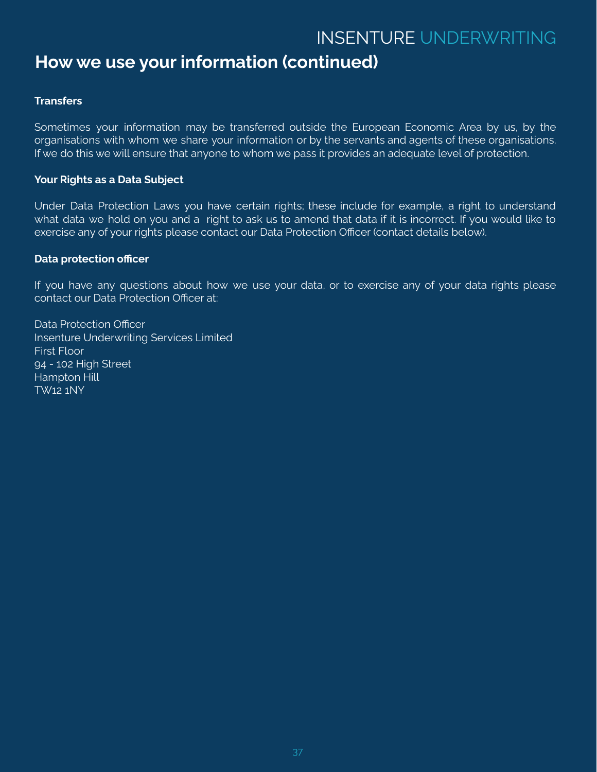## How we use your information (continued)

**Transfers**

Sometimes your information may be transferred outside the European Economic Area by us, by the organisations with whom we share your information or by the servants and agents of these organisations. If we do this we will ensure that anyone to whom we pass it provides an adequate level of protection.

**Your Rights as a Data Subject**

Under Data Protection Laws you have certain rights; these include for example, a right to understand what data we hold on you and a right to ask us to amend that data if it is incorrect. If you would like to exercise any of your rights please contact our Data Protection Officer (contact details below).

**Data protection officer**

If you have any questions about how we use your data, or to exercise any of your data rights please contact our Data Protection Officer at:

Data Protection Officer
Insenture Underwriting Services Limited
First Floor
94 - 102 High Street
Hampton Hill
TW12 1NY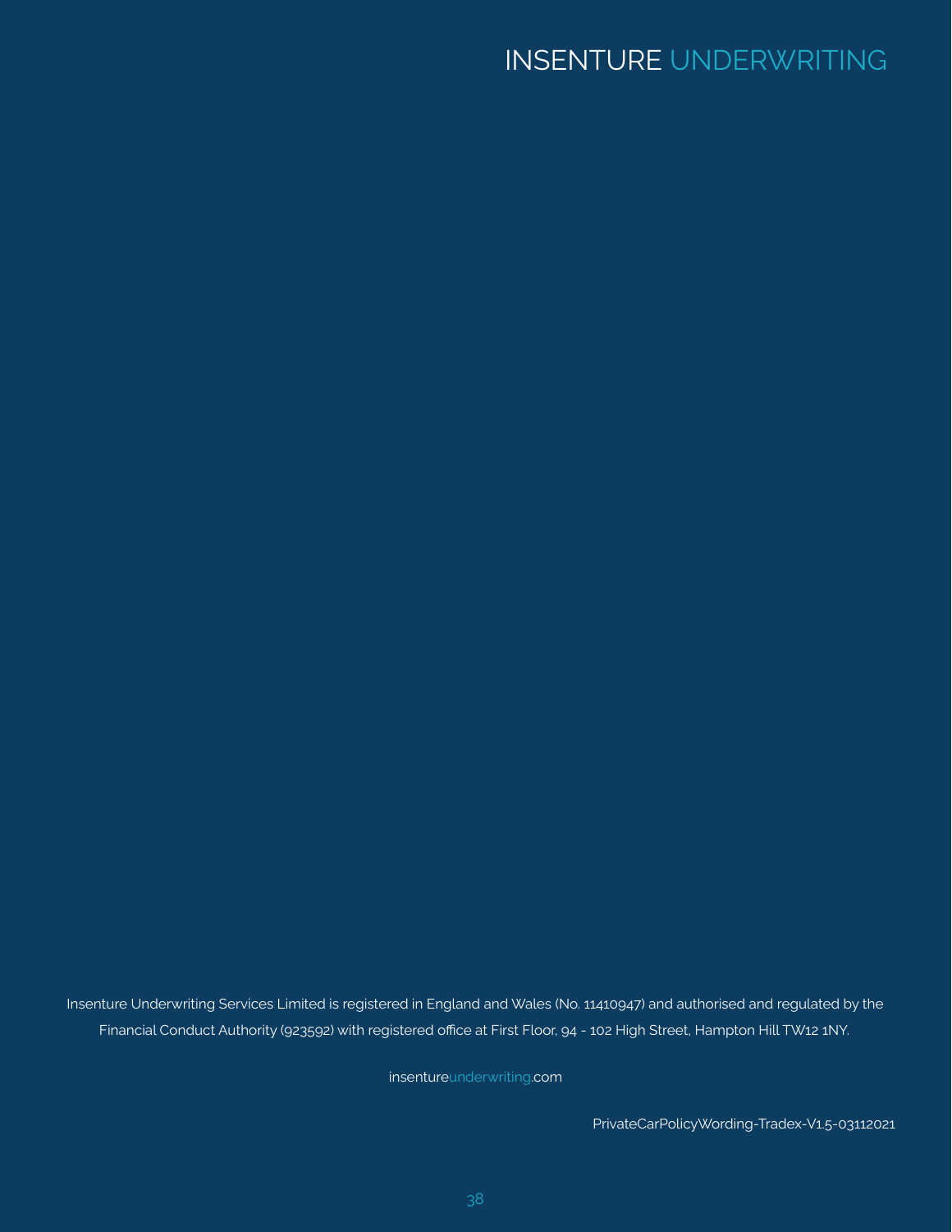INSENTURE UNDERWRITING

Insenture Underwriting Services Limited is registered in England and Wales (No. 11410947) and authorised and regulated by the Financial Conduct Authority (923592) with registered office at First Floor, 94 - 102 High Street, Hampton Hill TW12 1NY.

insentureunderwriting.com

PrivateCarPolicyWording-Tradex-V1.5-03112021